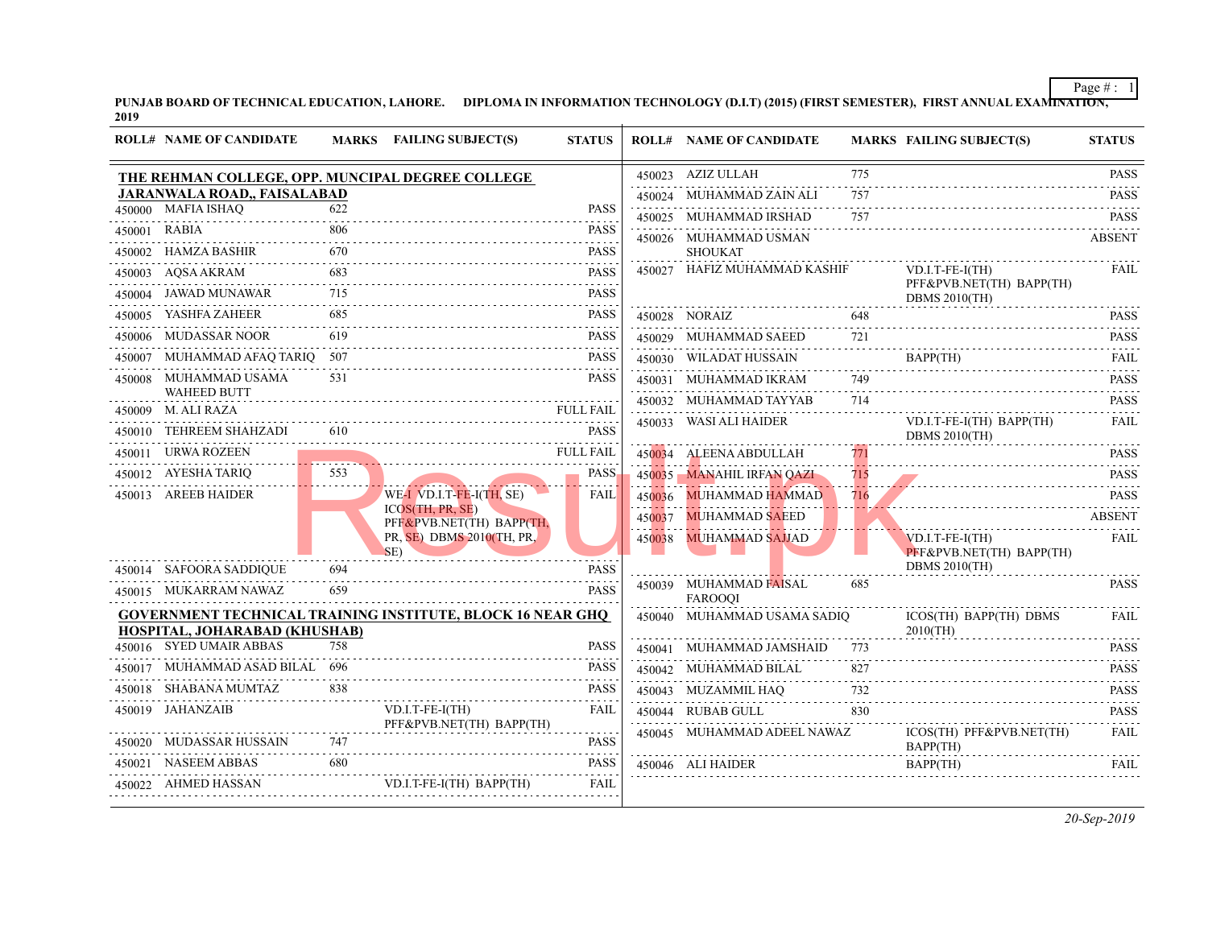**PUNJAB BOARD OF TECHNICAL EDUCATION, LAHORE. DIPLOMA IN INFORMATION TECHNOLOGY (D.I.T) (2015) (FIRST SEMESTER), FIRST ANNUAL EXAMINATION, 2019**

| ROLL# | NAME OF CANDIDATE | MARKS | FAILING SUBJECT(S) | STATUS |
|---|---|---|---|---|
| **THE REHMAN COLLEGE, OPP. MUNCIPAL DEGREE COLLEGE JARANWALA ROAD,, FAISALABAD** | | | | |
| 450000 | MAFIA ISHAQ | 622 | | PASS |
| 450001 | RABIA | 806 | | PASS |
| 450002 | HAMZA BASHIR | 670 | | PASS |
| 450003 | AQSA AKRAM | 683 | | PASS |
| 450004 | JAWAD MUNAWAR | 715 | | PASS |
| 450005 | YASHFA ZAHEER | 685 | | PASS |
| 450006 | MUDASSAR NOOR | 619 | | PASS |
| 450007 | MUHAMMAD AFAQ TARIQ | 507 | | PASS |
| 450008 | MUHAMMAD USAMA WAHEED BUTT | 531 | | PASS |
| 450009 | M. ALI RAZA | | | FULL FAIL |
| 450010 | TEHREEM SHAHZADI | 610 | | PASS |
| 450011 | URWA ROZEEN | | | FULL FAIL |
| 450012 | AYESHA TARIQ | 553 | | PASS |
| 450013 | AREEB HAIDER | | WE-I VD.I.T-FE-I(TH, SE) ICOS(TH, PR, SE) PFF&PVB.NET(TH) BAPP(TH, PR, SE) DBMS 2010(TH, PR, SE) | FAIL |
| 450014 | SAFOORA SADDIQUE | 694 | | PASS |
| 450015 | MUKARRAM NAWAZ | 659 | | PASS |
| **GOVERNMENT TECHNICAL TRAINING INSTITUTE, BLOCK 16 NEAR GHQ HOSPITAL, JOHARABAD (KHUSHAB)** | | | | |
| 450016 | SYED UMAIR ABBAS | 758 | | PASS |
| 450017 | MUHAMMAD ASAD BILAL | 696 | | PASS |
| 450018 | SHABANA MUMTAZ | 838 | | PASS |
| 450019 | JAHANZAIB | | VD.I.T-FE-I(TH) PFF&PVB.NET(TH) BAPP(TH) | FAIL |
| 450020 | MUDASSAR HUSSAIN | 747 | | PASS |
| 450021 | NASEEM ABBAS | 680 | | PASS |
| 450022 | AHMED HASSAN | | VD.I.T-FE-I(TH) BAPP(TH) | FAIL |
| 450023 | AZIZ ULLAH | 775 | | PASS |
| 450024 | MUHAMMAD ZAIN ALI | 757 | | PASS |
| 450025 | MUHAMMAD IRSHAD | 757 | | PASS |
| 450026 | MUHAMMAD USMAN SHOUKAT | | | ABSENT |
| 450027 | HAFIZ MUHAMMAD KASHIF | | VD.I.T-FE-I(TH) PFF&PVB.NET(TH) BAPP(TH) DBMS 2010(TH) | FAIL |
| 450028 | NORAIZ | 648 | | PASS |
| 450029 | MUHAMMAD SAEED | 721 | | PASS |
| 450030 | WILADAT HUSSAIN | | BAPP(TH) | FAIL |
| 450031 | MUHAMMAD IKRAM | 749 | | PASS |
| 450032 | MUHAMMAD TAYYAB | 714 | | PASS |
| 450033 | WASI ALI HAIDER | | VD.I.T-FE-I(TH) BAPP(TH) DBMS 2010(TH) | FAIL |
| 450034 | ALEENA ABDULLAH | 771 | | PASS |
| 450035 | MANAHIL IRFAN QAZI | 715 | | PASS |
| 450036 | MUHAMMAD HAMMAD | 716 | | PASS |
| 450037 | MUHAMMAD SAEED | | | ABSENT |
| 450038 | MUHAMMAD SAJJAD | | VD.I.T-FE-I(TH) PFF&PVB.NET(TH) BAPP(TH) DBMS 2010(TH) | FAIL |
| 450039 | MUHAMMAD FAISAL FAROOQI | 685 | | PASS |
| 450040 | MUHAMMAD USAMA SADIQ | | ICOS(TH) BAPP(TH) DBMS 2010(TH) | FAIL |
| 450041 | MUHAMMAD JAMSHAID | 773 | | PASS |
| 450042 | MUHAMMAD BILAL | 827 | | PASS |
| 450043 | MUZAMMIL HAQ | 732 | | PASS |
| 450044 | RUBAB GULL | 830 | | PASS |
| 450045 | MUHAMMAD ADEEL NAWAZ | | ICOS(TH) PFF&PVB.NET(TH) BAPP(TH) | FAIL |
| 450046 | ALI HAIDER | | BAPP(TH) | FAIL |

*20-Sep-2019*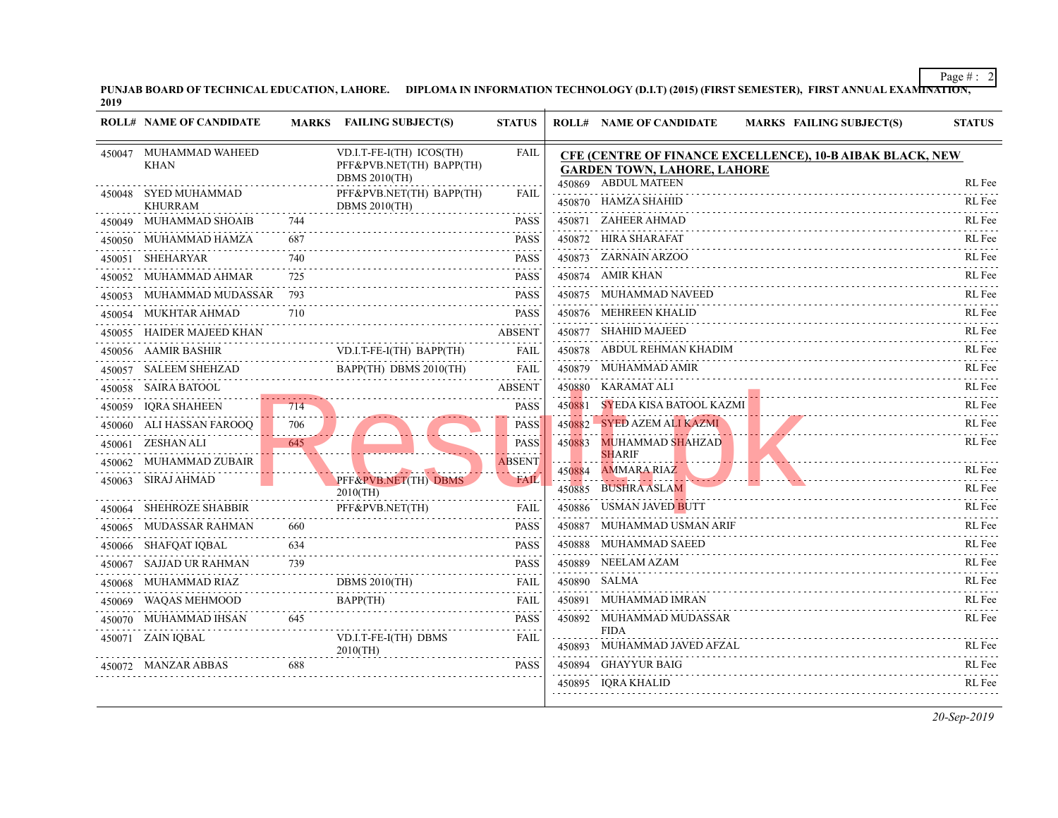PUNJAB BOARD OF TECHNICAL EDUCATION, LAHORE. DIPLOMA IN INFORMATION TECHNOLOGY (D.I.T) (2015) (FIRST SEMESTER), FIRST ANNUAL EXAMINATION, 2019

| ROLL# | NAME OF CANDIDATE | MARKS | FAILING SUBJECT(S) | STATUS |
|---|---|---|---|---|
| 450047 | MUHAMMAD WAHEED KHAN | | VD.I.T-FE-I(TH) ICOS(TH) PFF&PVB.NET(TH) BAPP(TH) DBMS 2010(TH) | FAIL |
| 450048 | SYED MUHAMMAD KHURRAM | | PFF&PVB.NET(TH) BAPP(TH) DBMS 2010(TH) | FAIL |
| 450049 | MUHAMMAD SHOAIB | 744 | | PASS |
| 450050 | MUHAMMAD HAMZA | 687 | | PASS |
| 450051 | SHEHARYAR | 740 | | PASS |
| 450052 | MUHAMMAD AHMAR | 725 | | PASS |
| 450053 | MUHAMMAD MUDASSAR | 793 | | PASS |
| 450054 | MUKHTAR AHMAD | 710 | | PASS |
| 450055 | HAIDER MAJEED KHAN | | | ABSENT |
| 450056 | AAMIR BASHIR | | VD.I.T-FE-I(TH) BAPP(TH) | FAIL |
| 450057 | SALEEM SHEHZAD | | BAPP(TH) DBMS 2010(TH) | FAIL |
| 450058 | SAIRA BATOOL | | | ABSENT |
| 450059 | IQRA SHAHEEN | 714 | | PASS |
| 450060 | ALI HASSAN FAROOQ | 706 | | PASS |
| 450061 | ZESHAN ALI | 645 | | PASS |
| 450062 | MUHAMMAD ZUBAIR | | | ABSENT |
| 450063 | SIRAJ AHMAD | | PFF&PVB.NET(TH) DBMS 2010(TH) | FAIL |
| 450064 | SHEHROZE SHABBIR | | PFF&PVB.NET(TH) | FAIL |
| 450065 | MUDASSAR RAHMAN | 660 | | PASS |
| 450066 | SHAFQAT IQBAL | 634 | | PASS |
| 450067 | SAJJAD UR RAHMAN | 739 | | PASS |
| 450068 | MUHAMMAD RIAZ | | DBMS 2010(TH) | FAIL |
| 450069 | WAQAS MEHMOOD | | BAPP(TH) | FAIL |
| 450070 | MUHAMMAD IHSAN | 645 | | PASS |
| 450071 | ZAIN IQBAL | | VD.I.T-FE-I(TH) DBMS 2010(TH) | FAIL |
| 450072 | MANZAR ABBAS | 688 | | PASS |

**CFE (CENTRE OF FINANCE EXCELLENCE), 10-B AIBAK BLACK, NEW GARDEN TOWN, LAHORE, LAHORE**

| ROLL# | NAME OF CANDIDATE | MARKS | FAILING SUBJECT(S) | STATUS |
|---|---|---|---|---|
| 450869 | ABDUL MATEEN | | | RL Fee |
| 450870 | HAMZA SHAHID | | | RL Fee |
| 450871 | ZAHEER AHMAD | | | RL Fee |
| 450872 | HIRA SHARAFAT | | | RL Fee |
| 450873 | ZARNAIN ARZOO | | | RL Fee |
| 450874 | AMIR KHAN | | | RL Fee |
| 450875 | MUHAMMAD NAVEED | | | RL Fee |
| 450876 | MEHREEN KHALID | | | RL Fee |
| 450877 | SHAHID MAJEED | | | RL Fee |
| 450878 | ABDUL REHMAN KHADIM | | | RL Fee |
| 450879 | MUHAMMAD AMIR | | | RL Fee |
| 450880 | KARAMAT ALI | | | RL Fee |
| 450881 | SYEDA KISA BATOOL KAZMI | | | RL Fee |
| 450882 | SYED AZEM ALI KAZMI | | | RL Fee |
| 450883 | MUHAMMAD SHAHZAD SHARIF | | | RL Fee |
| 450884 | AMMARA RIAZ | | | RL Fee |
| 450885 | BUSHRA ASLAM | | | RL Fee |
| 450886 | USMAN JAVED BUTT | | | RL Fee |
| 450887 | MUHAMMAD USMAN ARIF | | | RL Fee |
| 450888 | MUHAMMAD SAEED | | | RL Fee |
| 450889 | NEELAM AZAM | | | RL Fee |
| 450890 | SALMA | | | RL Fee |
| 450891 | MUHAMMAD IMRAN | | | RL Fee |
| 450892 | MUHAMMAD MUDASSAR FIDA | | | RL Fee |
| 450893 | MUHAMMAD JAVED AFZAL | | | RL Fee |
| 450894 | GHAYYUR BAIG | | | RL Fee |
| 450895 | IQRA KHALID | | | RL Fee |

*20-Sep-2019*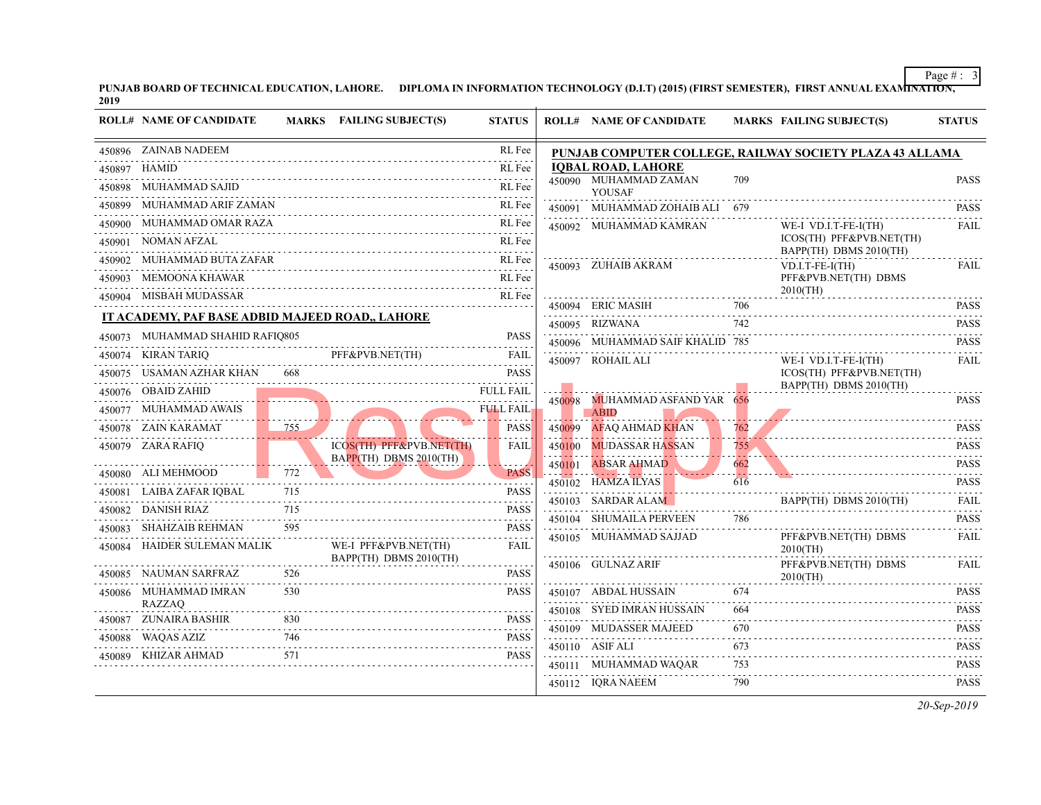**PUNJAB BOARD OF TECHNICAL EDUCATION, LAHORE. DIPLOMA IN INFORMATION TECHNOLOGY (D.I.T) (2015) (FIRST SEMESTER), FIRST ANNUAL EXAMINATION, 2019**

| ROLL# | NAME OF CANDIDATE | MARKS | FAILING SUBJECT(S) | STATUS |
|---|---|---|---|---|
| 450896 | ZAINAB NADEEM | | | RL Fee |
| 450897 | HAMID | | | RL Fee |
| 450898 | MUHAMMAD SAJID | | | RL Fee |
| 450899 | MUHAMMAD ARIF ZAMAN | | | RL Fee |
| 450900 | MUHAMMAD OMAR RAZA | | | RL Fee |
| 450901 | NOMAN AFZAL | | | RL Fee |
| 450902 | MUHAMMAD BUTA ZAFAR | | | RL Fee |
| 450903 | MEMOONA KHAWAR | | | RL Fee |
| 450904 | MISBAH MUDASSAR | | | RL Fee |

**IT ACADEMY, PAF BASE ADBID MAJEED ROAD,, LAHORE**

| ROLL# | NAME OF CANDIDATE | MARKS | FAILING SUBJECT(S) | STATUS |
|---|---|---|---|---|
| 450073 | MUHAMMAD SHAHID RAFIQ | 805 | | PASS |
| 450074 | KIRAN TARIQ | | PFF&PVB.NET(TH) | FAIL |
| 450075 | USAMAN AZHAR KHAN | 668 | | PASS |
| 450076 | OBAID ZAHID | | | FULL FAIL |
| 450077 | MUHAMMAD AWAIS | | | FULL FAIL |
| 450078 | ZAIN KARAMAT | 755 | | PASS |
| 450079 | ZARA RAFIQ | | ICOS(TH) PFF&PVB.NET(TH) BAPP(TH) DBMS 2010(TH) | FAIL |
| 450080 | ALI MEHMOOD | 772 | | PASS |
| 450081 | LAIBA ZAFAR IQBAL | 715 | | PASS |
| 450082 | DANISH RIAZ | 715 | | PASS |
| 450083 | SHAHZAIB REHMAN | 595 | | PASS |
| 450084 | HAIDER SULEMAN MALIK | | WE-I PFF&PVB.NET(TH) BAPP(TH) DBMS 2010(TH) | FAIL |
| 450085 | NAUMAN SARFRAZ | 526 | | PASS |
| 450086 | MUHAMMAD IMRAN RAZZAQ | 530 | | PASS |
| 450087 | ZUNAIRA BASHIR | 830 | | PASS |
| 450088 | WAQAS AZIZ | 746 | | PASS |
| 450089 | KHIZAR AHMAD | 571 | | PASS |

**PUNJAB COMPUTER COLLEGE, RAILWAY SOCIETY PLAZA 43 ALLAMA IQBAL ROAD, LAHORE**

| ROLL# | NAME OF CANDIDATE | MARKS | FAILING SUBJECT(S) | STATUS |
|---|---|---|---|---|
| 450090 | MUHAMMAD ZAMAN YOUSAF | 709 | | PASS |
| 450091 | MUHAMMAD ZOHAIB ALI | 679 | | PASS |
| 450092 | MUHAMMAD KAMRAN | | WE-I VD.I.T-FE-I(TH) ICOS(TH) PFF&PVB.NET(TH) BAPP(TH) DBMS 2010(TH) | FAIL |
| 450093 | ZUHAIB AKRAM | | VD.I.T-FE-I(TH) PFF&PVB.NET(TH) DBMS 2010(TH) | FAIL |
| 450094 | ERIC MASIH | 706 | | PASS |
| 450095 | RIZWANA | 742 | | PASS |
| 450096 | MUHAMMAD SAIF KHALID | 785 | | PASS |
| 450097 | ROHAIL ALI | | WE-I VD.I.T-FE-I(TH) ICOS(TH) PFF&PVB.NET(TH) BAPP(TH) DBMS 2010(TH) | FAIL |
| 450098 | MUHAMMAD ASFAND YAR ABID | 656 | | PASS |
| 450099 | AFAQ AHMAD KHAN | 762 | | PASS |
| 450100 | MUDASSAR HASSAN | 755 | | PASS |
| 450101 | ABSAR AHMAD | 662 | | PASS |
| 450102 | HAMZA ILYAS | 616 | | PASS |
| 450103 | SARDAR ALAM | | BAPP(TH) DBMS 2010(TH) | FAIL |
| 450104 | SHUMAILA PERVEEN | 786 | | PASS |
| 450105 | MUHAMMAD SAJJAD | | PFF&PVB.NET(TH) DBMS 2010(TH) | FAIL |
| 450106 | GULNAZ ARIF | | PFF&PVB.NET(TH) DBMS 2010(TH) | FAIL |
| 450107 | ABDAL HUSSAIN | 674 | | PASS |
| 450108 | SYED IMRAN HUSSAIN | 664 | | PASS |
| 450109 | MUDASSER MAJEED | 670 | | PASS |
| 450110 | ASIF ALI | 673 | | PASS |
| 450111 | MUHAMMAD WAQAR | 753 | | PASS |
| 450112 | IQRA NAEEM | 790 | | PASS |

*20-Sep-2019*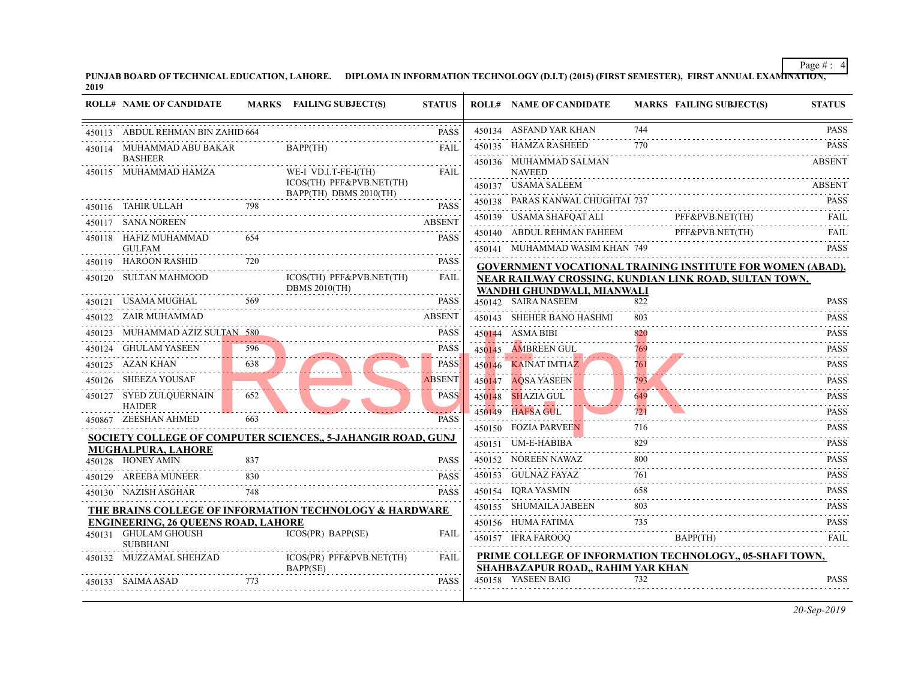PUNJAB BOARD OF TECHNICAL EDUCATION, LAHORE. DIPLOMA IN INFORMATION TECHNOLOGY (D.I.T) (2015) (FIRST SEMESTER), FIRST ANNUAL EXAMINATION, 2019

| ROLL# | NAME OF CANDIDATE | MARKS | FAILING SUBJECT(S) | STATUS |
|---|---|---|---|---|
| 450113 | ABDUL REHMAN BIN ZAHID | 664 | | PASS |
| 450114 | MUHAMMAD ABU BAKAR BASHEER | | BAPP(TH) | FAIL |
| 450115 | MUHAMMAD HAMZA | | WE-I VD.I.T-FE-I(TH) ICOS(TH) PFF&PVB.NET(TH) BAPP(TH) DBMS 2010(TH) | FAIL |
| 450116 | TAHIR ULLAH | 798 | | PASS |
| 450117 | SANA NOREEN | | | ABSENT |
| 450118 | HAFIZ MUHAMMAD GULFAM | 654 | | PASS |
| 450119 | HAROON RASHID | 720 | | PASS |
| 450120 | SULTAN MAHMOOD | | ICOS(TH) PFF&PVB.NET(TH) DBMS 2010(TH) | FAIL |
| 450121 | USAMA MUGHAL | 569 | | PASS |
| 450122 | ZAIR MUHAMMAD | | | ABSENT |
| 450123 | MUHAMMAD AZIZ SULTAN | 580 | | PASS |
| 450124 | GHULAM YASEEN | 596 | | PASS |
| 450125 | AZAN KHAN | 638 | | PASS |
| 450126 | SHEEZA YOUSAF | | | ABSENT |
| 450127 | SYED ZULQUERNAIN HAIDER | 652 | | PASS |
| 450867 | ZEESHAN AHMED | 663 | | PASS |

**SOCIETY COLLEGE OF COMPUTER SCIENCES,, 5-JAHANGIR ROAD, GUNJ MUGHALPURA, LAHORE**

| ROLL# | NAME OF CANDIDATE | MARKS | FAILING SUBJECT(S) | STATUS |
|---|---|---|---|---|
| 450128 | HONEY AMIN | 837 | | PASS |
| 450129 | AREEBA MUNEER | 830 | | PASS |
| 450130 | NAZISH ASGHAR | 748 | | PASS |

**THE BRAINS COLLEGE OF INFORMATION TECHNOLOGY & HARDWARE ENGINEERING, 26 QUEENS ROAD, LAHORE**

| ROLL# | NAME OF CANDIDATE | MARKS | FAILING SUBJECT(S) | STATUS |
|---|---|---|---|---|
| 450131 | GHULAM GHOUSH SUBBHANI | | ICOS(PR) BAPP(SE) | FAIL |
| 450132 | MUZZAMAL SHEHZAD | | ICOS(PR) PFF&PVB.NET(TH) BAPP(SE) | FAIL |
| 450133 | SAIMA ASAD | 773 | | PASS |
| 450134 | ASFAND YAR KHAN | 744 | | PASS |
| 450135 | HAMZA RASHEED | 770 | | PASS |
| 450136 | MUHAMMAD SALMAN NAVEED | | | ABSENT |
| 450137 | USAMA SALEEM | | | ABSENT |
| 450138 | PARAS KANWAL CHUGHTAI | 737 | | PASS |
| 450139 | USAMA SHAFQAT ALI | | PFF&PVB.NET(TH) | FAIL |
| 450140 | ABDUL REHMAN FAHEEM | | PFF&PVB.NET(TH) | FAIL |
| 450141 | MUHAMMAD WASIM KHAN | 749 | | PASS |

**GOVERNMENT VOCATIONAL TRAINING INSTITUTE FOR WOMEN (ABAD), NEAR RAILWAY CROSSING, KUNDIAN LINK ROAD, SULTAN TOWN, WANDHI GHUNDWALI, MIANWALI**

| ROLL# | NAME OF CANDIDATE | MARKS | FAILING SUBJECT(S) | STATUS |
|---|---|---|---|---|
| 450142 | SAIRA NASEEM | 822 | | PASS |
| 450143 | SHEHER BANO HASHMI | 803 | | PASS |
| 450144 | ASMA BIBI | 820 | | PASS |
| 450145 | AMBREEN GUL | 769 | | PASS |
| 450146 | KAINAT IMTIAZ | 761 | | PASS |
| 450147 | AQSA YASEEN | 793 | | PASS |
| 450148 | SHAZIA GUL | 649 | | PASS |
| 450149 | HAFSA GUL | 721 | | PASS |
| 450150 | FOZIA PARVEEN | 716 | | PASS |
| 450151 | UM-E-HABIBA | 829 | | PASS |
| 450152 | NOREEN NAWAZ | 800 | | PASS |
| 450153 | GULNAZ FAYAZ | 761 | | PASS |
| 450154 | IQRA YASMIN | 658 | | PASS |
| 450155 | SHUMAILA JABEEN | 803 | | PASS |
| 450156 | HUMA FATIMA | 735 | | PASS |
| 450157 | IFRA FAROOQ | | BAPP(TH) | FAIL |

**PRIME COLLEGE OF INFORMATION TECHNOLOGY,, 05-SHAFI TOWN, SHAHBAZAPUR ROAD,, RAHIM YAR KHAN**

| ROLL# | NAME OF CANDIDATE | MARKS | FAILING SUBJECT(S) | STATUS |
|---|---|---|---|---|
| 450158 | YASEEN BAIG | 732 | | PASS |

*20-Sep-2019*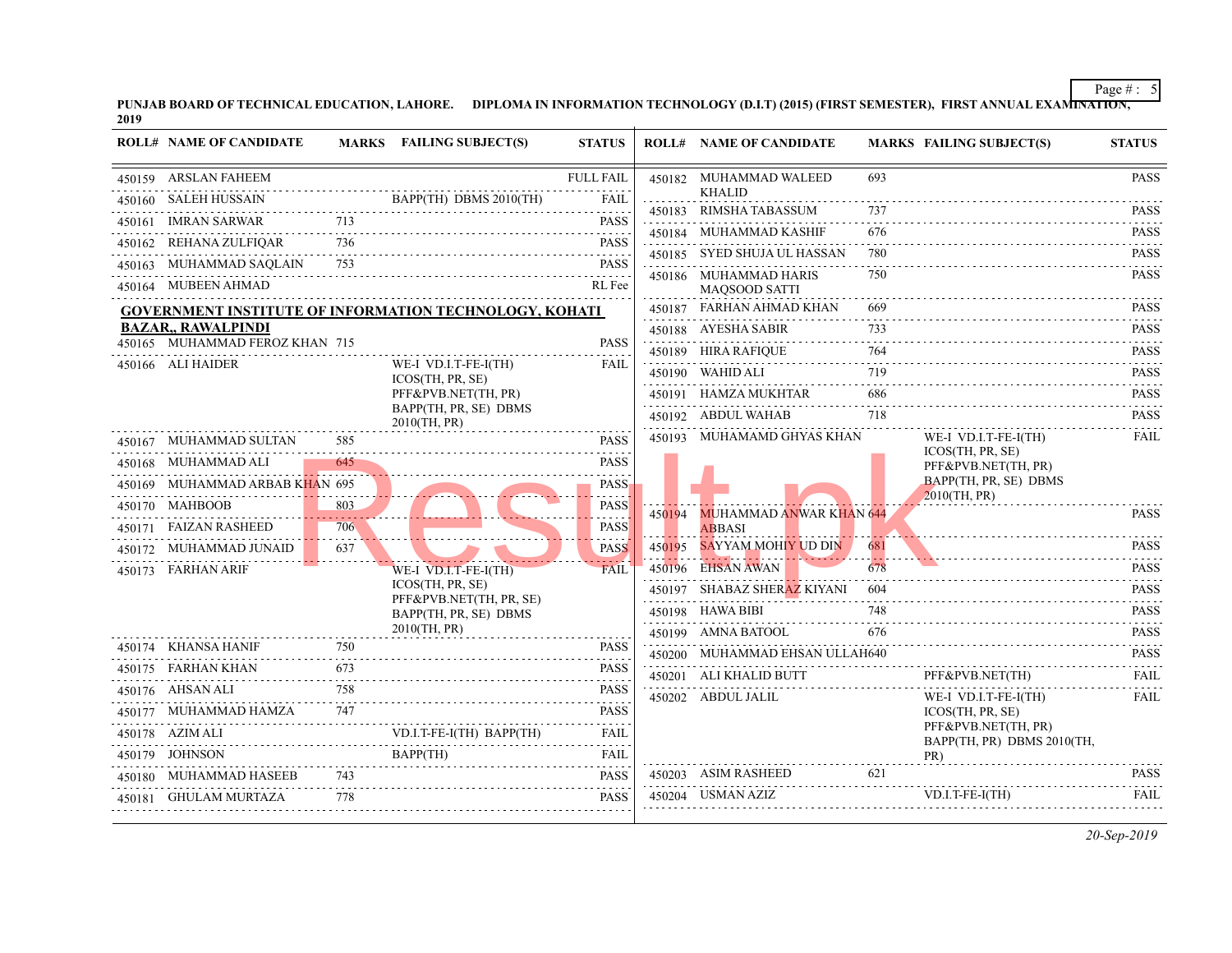**PUNJAB BOARD OF TECHNICAL EDUCATION, LAHORE. DIPLOMA IN INFORMATION TECHNOLOGY (D.I.T) (2015) (FIRST SEMESTER), FIRST ANNUAL EXAMINATION, 2019**

| ROLL# | NAME OF CANDIDATE | MARKS | FAILING SUBJECT(S) | STATUS |
|---|---|---|---|---|
| 450159 | ARSLAN FAHEEM | | | FULL FAIL |
| 450160 | SALEH HUSSAIN | | BAPP(TH) DBMS 2010(TH) | FAIL |
| 450161 | IMRAN SARWAR | 713 | | PASS |
| 450162 | REHANA ZULFIQAR | 736 | | PASS |
| 450163 | MUHAMMAD SAQLAIN | 753 | | PASS |
| 450164 | MUBEEN AHMAD | | | RL Fee |

**GOVERNMENT INSTITUTE OF INFORMATION TECHNOLOGY, KOHATI BAZAR,, RAWALPINDI**

| ROLL# | NAME OF CANDIDATE | MARKS | FAILING SUBJECT(S) | STATUS |
|---|---|---|---|---|
| 450165 | MUHAMMAD FEROZ KHAN | 715 | | PASS |
| 450166 | ALI HAIDER | | WE-I VD.I.T-FE-I(TH) ICOS(TH, PR, SE) PFF&PVB.NET(TH, PR) BAPP(TH, PR, SE) DBMS 2010(TH, PR) | FAIL |
| 450167 | MUHAMMAD SULTAN | 585 | | PASS |
| 450168 | MUHAMMAD ALI | 645 | | PASS |
| 450169 | MUHAMMAD ARBAB KHAN | 695 | | PASS |
| 450170 | MAHBOOB | 803 | | PASS |
| 450171 | FAIZAN RASHEED | 706 | | PASS |
| 450172 | MUHAMMAD JUNAID | 637 | | PASS |
| 450173 | FARHAN ARIF | | WE-I VD.I.T-FE-I(TH) ICOS(TH, PR, SE) PFF&PVB.NET(TH, PR, SE) BAPP(TH, PR, SE) DBMS 2010(TH, PR) | FAIL |
| 450174 | KHANSA HANIF | 750 | | PASS |
| 450175 | FARHAN KHAN | 673 | | PASS |
| 450176 | AHSAN ALI | 758 | | PASS |
| 450177 | MUHAMMAD HAMZA | 747 | | PASS |
| 450178 | AZIM ALI | | VD.I.T-FE-I(TH) BAPP(TH) | FAIL |
| 450179 | JOHNSON | | BAPP(TH) | FAIL |
| 450180 | MUHAMMAD HASEEB | 743 | | PASS |
| 450181 | GHULAM MURTAZA | 778 | | PASS |
| 450182 | MUHAMMAD WALEED KHALID | 693 | | PASS |
| 450183 | RIMSHA TABASSUM | 737 | | PASS |
| 450184 | MUHAMMAD KASHIF | 676 | | PASS |
| 450185 | SYED SHUJA UL HASSAN | 780 | | PASS |
| 450186 | MUHAMMAD HARIS MAQSOOD SATTI | 750 | | PASS |
| 450187 | FARHAN AHMAD KHAN | 669 | | PASS |
| 450188 | AYESHA SABIR | 733 | | PASS |
| 450189 | HIRA RAFIQUE | 764 | | PASS |
| 450190 | WAHID ALI | 719 | | PASS |
| 450191 | HAMZA MUKHTAR | 686 | | PASS |
| 450192 | ABDUL WAHAB | 718 | | PASS |
| 450193 | MUHAMAMD GHYAS KHAN | | WE-I VD.I.T-FE-I(TH) ICOS(TH, PR, SE) PFF&PVB.NET(TH, PR) BAPP(TH, PR, SE) DBMS 2010(TH, PR) | FAIL |
| 450194 | MUHAMMAD ANWAR KHAN ABBASI | 644 | | PASS |
| 450195 | SAYYAM MOHIY UD DIN | 681 | | PASS |
| 450196 | EHSAN AWAN | 678 | | PASS |
| 450197 | SHABAZ SHERAZ KIYANI | 604 | | PASS |
| 450198 | HAWA BIBI | 748 | | PASS |
| 450199 | AMNA BATOOL | 676 | | PASS |
| 450200 | MUHAMMAD EHSAN ULLAH | 640 | | PASS |
| 450201 | ALI KHALID BUTT | | PFF&PVB.NET(TH) | FAIL |
| 450202 | ABDUL JALIL | | WE-I VD.I.T-FE-I(TH) ICOS(TH, PR, SE) PFF&PVB.NET(TH, PR) BAPP(TH, PR) DBMS 2010(TH, PR) | FAIL |
| 450203 | ASIM RASHEED | 621 | | PASS |
| 450204 | USMAN AZIZ | | VD.I.T-FE-I(TH) | FAIL |

*20-Sep-2019*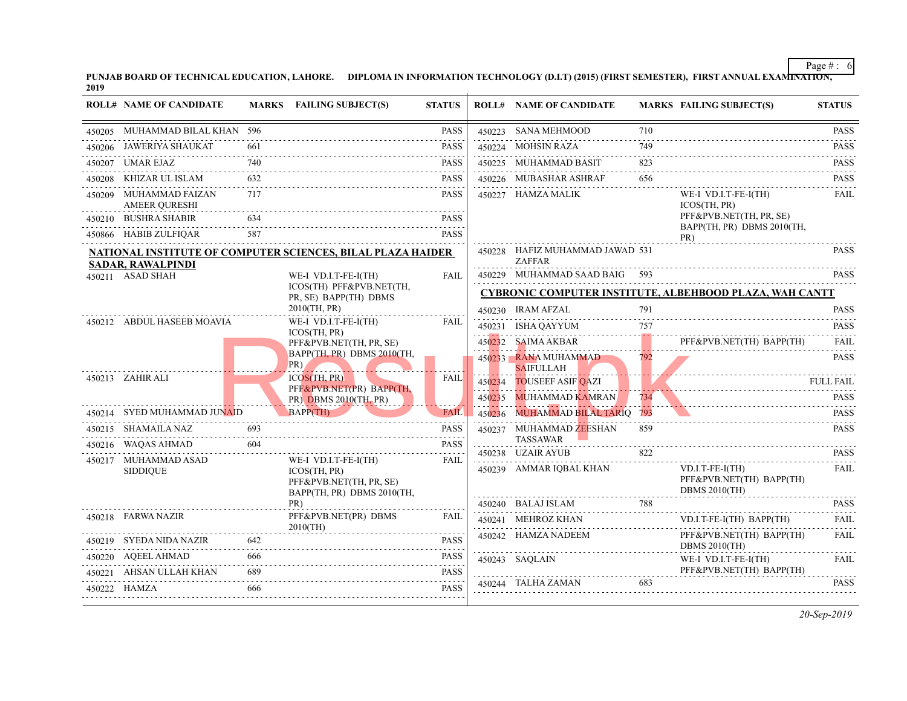PUNJAB BOARD OF TECHNICAL EDUCATION, LAHORE. DIPLOMA IN INFORMATION TECHNOLOGY (D.I.T) (2015) (FIRST SEMESTER), FIRST ANNUAL EXAMINATION, 2019

| ROLL# | NAME OF CANDIDATE | MARKS | FAILING SUBJECT(S) | STATUS |
|---|---|---|---|---|
| 450205 | MUHAMMAD BILAL KHAN | 596 | | PASS |
| 450206 | JAWERIYA SHAUKAT | 661 | | PASS |
| 450207 | UMAR EJAZ | 740 | | PASS |
| 450208 | KHIZAR UL ISLAM | 632 | | PASS |
| 450209 | MUHAMMAD FAIZAN AMEER QURESHI | 717 | | PASS |
| 450210 | BUSHRA SHABIR | 634 | | PASS |
| 450866 | HABIB ZULFIQAR | 587 | | PASS |

**NATIONAL INSTITUTE OF COMPUTER SCIENCES, BILAL PLAZA HAIDER SADAR, RAWALPINDI**

| ROLL# | NAME OF CANDIDATE | MARKS | FAILING SUBJECT(S) | STATUS |
|---|---|---|---|---|
| 450211 | ASAD SHAH | | WE-I VD.I.T-FE-I(TH) ICOS(TH) PFF&PVB.NET(TH, PR, SE) BAPP(TH) DBMS 2010(TH, PR) | FAIL |
| 450212 | ABDUL HASEEB MOAVIA | | WE-I VD.I.T-FE-I(TH) ICOS(TH, PR) PFF&PVB.NET(TH, PR, SE) BAPP(TH, PR) DBMS 2010(TH, PR) | FAIL |
| 450213 | ZAHIR ALI | | ICOS(TH, PR) PFF&PVB.NET(PR) BAPP(TH, PR) DBMS 2010(TH, PR) | FAIL |
| 450214 | SYED MUHAMMAD JUNAID | | BAPP(TH) | FAIL |
| 450215 | SHAMAILA NAZ | 693 | | PASS |
| 450216 | WAQAS AHMAD | 604 | | PASS |
| 450217 | MUHAMMAD ASAD SIDDIQUE | | WE-I VD.I.T-FE-I(TH) ICOS(TH, PR) PFF&PVB.NET(TH, PR, SE) BAPP(TH, PR) DBMS 2010(TH, PR) | FAIL |
| 450218 | FARWA NAZIR | | PFF&PVB.NET(PR) DBMS 2010(TH) | FAIL |
| 450219 | SYEDA NIDA NAZIR | 642 | | PASS |
| 450220 | AQEEL AHMAD | 666 | | PASS |
| 450221 | AHSAN ULLAH KHAN | 689 | | PASS |
| 450222 | HAMZA | 666 | | PASS |
| 450223 | SANA MEHMOOD | 710 | | PASS |
| 450224 | MOHSIN RAZA | 749 | | PASS |
| 450225 | MUHAMMAD BASIT | 823 | | PASS |
| 450226 | MUBASHAR ASHRAF | 656 | | PASS |
| 450227 | HAMZA MALIK | | WE-I VD.I.T-FE-I(TH) ICOS(TH, PR) PFF&PVB.NET(TH, PR, SE) BAPP(TH, PR) DBMS 2010(TH, PR) | FAIL |
| 450228 | HAFIZ MUHAMMAD JAWAD ZAFFAR | 531 | | PASS |
| 450229 | MUHAMMAD SAAD BAIG | 593 | | PASS |

**CYBRONIC COMPUTER INSTITUTE, ALBEHBOOD PLAZA, WAH CANTT**

| ROLL# | NAME OF CANDIDATE | MARKS | FAILING SUBJECT(S) | STATUS |
|---|---|---|---|---|
| 450230 | IRAM AFZAL | 791 | | PASS |
| 450231 | ISHA QAYYUM | 757 | | PASS |
| 450232 | SAIMA AKBAR | | PFF&PVB.NET(TH) BAPP(TH) | FAIL |
| 450233 | RANA MUHAMMAD SAIFULLAH | 792 | | PASS |
| 450234 | TOUSEEF ASIF QAZI | | | FULL FAIL |
| 450235 | MUHAMMAD KAMRAN | 734 | | PASS |
| 450236 | MUHAMMAD BILAL TARIQ | 793 | | PASS |
| 450237 | MUHAMMAD ZEESHAN TASSAWAR | 859 | | PASS |
| 450238 | UZAIR AYUB | 822 | | PASS |
| 450239 | AMMAR IQBAL KHAN | | VD.I.T-FE-I(TH) PFF&PVB.NET(TH) BAPP(TH) DBMS 2010(TH) | FAIL |
| 450240 | BALAJ ISLAM | 788 | | PASS |
| 450241 | MEHROZ KHAN | | VD.I.T-FE-I(TH) BAPP(TH) | FAIL |
| 450242 | HAMZA NADEEM | | PFF&PVB.NET(TH) BAPP(TH) DBMS 2010(TH) | FAIL |
| 450243 | SAQLAIN | | WE-I VD.I.T-FE-I(TH) PFF&PVB.NET(TH) BAPP(TH) | FAIL |
| 450244 | TALHA ZAMAN | 683 | | PASS |

*20-Sep-2019*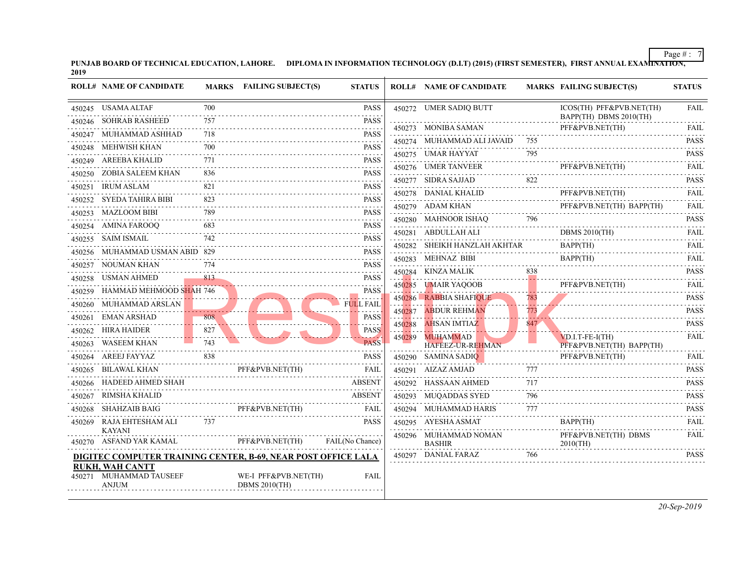PUNJAB BOARD OF TECHNICAL EDUCATION, LAHORE. DIPLOMA IN INFORMATION TECHNOLOGY (D.I.T) (2015) (FIRST SEMESTER), FIRST ANNUAL EXAMINATION, 2019

| ROLL# | NAME OF CANDIDATE | MARKS | FAILING SUBJECT(S) | STATUS |
|---|---|---|---|---|
| 450245 | USAMA ALTAF | 700 | | PASS |
| 450246 | SOHRAB RASHEED | 757 | | PASS |
| 450247 | MUHAMMAD ASHHAD | 718 | | PASS |
| 450248 | MEHWISH KHAN | 700 | | PASS |
| 450249 | AREEBA KHALID | 771 | | PASS |
| 450250 | ZOBIA SALEEM KHAN | 836 | | PASS |
| 450251 | IRUM ASLAM | 821 | | PASS |
| 450252 | SYEDA TAHIRA BIBI | 823 | | PASS |
| 450253 | MAZLOOM BIBI | 789 | | PASS |
| 450254 | AMINA FAROOQ | 683 | | PASS |
| 450255 | SAIM ISMAIL | 742 | | PASS |
| 450256 | MUHAMMAD USMAN ABID | 829 | | PASS |
| 450257 | NOUMAN KHAN | 774 | | PASS |
| 450258 | USMAN AHMED | 813 | | PASS |
| 450259 | HAMMAD MEHMOOD SHAH | 746 | | PASS |
| 450260 | MUHAMMAD ARSLAN | | | FULL FAIL |
| 450261 | EMAN ARSHAD | 808 | | PASS |
| 450262 | HIRA HAIDER | 827 | | PASS |
| 450263 | WASEEM KHAN | 743 | | PASS |
| 450264 | AREEJ FAYYAZ | 838 | | PASS |
| 450265 | BILAWAL KHAN | | PFF&PVB.NET(TH) | FAIL |
| 450266 | HADEED AHMED SHAH | | | ABSENT |
| 450267 | RIMSHA KHALID | | | ABSENT |
| 450268 | SHAHZAIB BAIG | | PFF&PVB.NET(TH) | FAIL |
| 450269 | RAJA EHTESHAM ALI KAYANI | 737 | | PASS |
| 450270 | ASFAND YAR KAMAL | | PFF&PVB.NET(TH) | FAIL(No Chance) |

**DIGITEC COMPUTER TRAINING CENTER, B-69, NEAR POST OFFICE LALA RUKH, WAH CANTT**

| ROLL# | NAME OF CANDIDATE | MARKS | FAILING SUBJECT(S) | STATUS |
|---|---|---|---|---|
| 450271 | MUHAMMAD TAUSEEF ANJUM | | WE-I PFF&PVB.NET(TH) DBMS 2010(TH) | FAIL |
| 450272 | UMER SADIQ BUTT | | ICOS(TH) PFF&PVB.NET(TH) BAPP(TH) DBMS 2010(TH) | FAIL |
| 450273 | MONIBA SAMAN | | PFF&PVB.NET(TH) | FAIL |
| 450274 | MUHAMMAD ALI JAVAID | 755 | | PASS |
| 450275 | UMAR HAYYAT | 795 | | PASS |
| 450276 | UMER TANVEER | | PFF&PVB.NET(TH) | FAIL |
| 450277 | SIDRA SAJJAD | 822 | | PASS |
| 450278 | DANIAL KHALID | | PFF&PVB.NET(TH) | FAIL |
| 450279 | ADAM KHAN | | PFF&PVB.NET(TH) BAPP(TH) | FAIL |
| 450280 | MAHNOOR ISHAQ | 796 | | PASS |
| 450281 | ABDULLAH ALI | | DBMS 2010(TH) | FAIL |
| 450282 | SHEIKH HANZLAH AKHTAR | | BAPP(TH) | FAIL |
| 450283 | MEHNAZ BIBI | | BAPP(TH) | FAIL |
| 450284 | KINZA MALIK | 838 | | PASS |
| 450285 | UMAIR YAQOOB | | PFF&PVB.NET(TH) | FAIL |
| 450286 | RABBIA SHAFIQUE | 783 | | PASS |
| 450287 | ABDUR REHMAN | 773 | | PASS |
| 450288 | AHSAN IMTIAZ | 847 | | PASS |
| 450289 | MUHAMMAD HAFEEZ-UR-REHMAN | | VD.I.T-FE-I(TH) PFF&PVB.NET(TH) BAPP(TH) | FAIL |
| 450290 | SAMINA SADIQ | | PFF&PVB.NET(TH) | FAIL |
| 450291 | AIZAZ AMJAD | 777 | | PASS |
| 450292 | HASSAAN AHMED | 717 | | PASS |
| 450293 | MUQADDAS SYED | 796 | | PASS |
| 450294 | MUHAMMAD HARIS | 777 | | PASS |
| 450295 | AYESHA ASMAT | | BAPP(TH) | FAIL |
| 450296 | MUHAMMAD NOMAN BASHIR | | PFF&PVB.NET(TH) DBMS 2010(TH) | FAIL |
| 450297 | DANIAL FARAZ | 766 | | PASS |

*20-Sep-2019*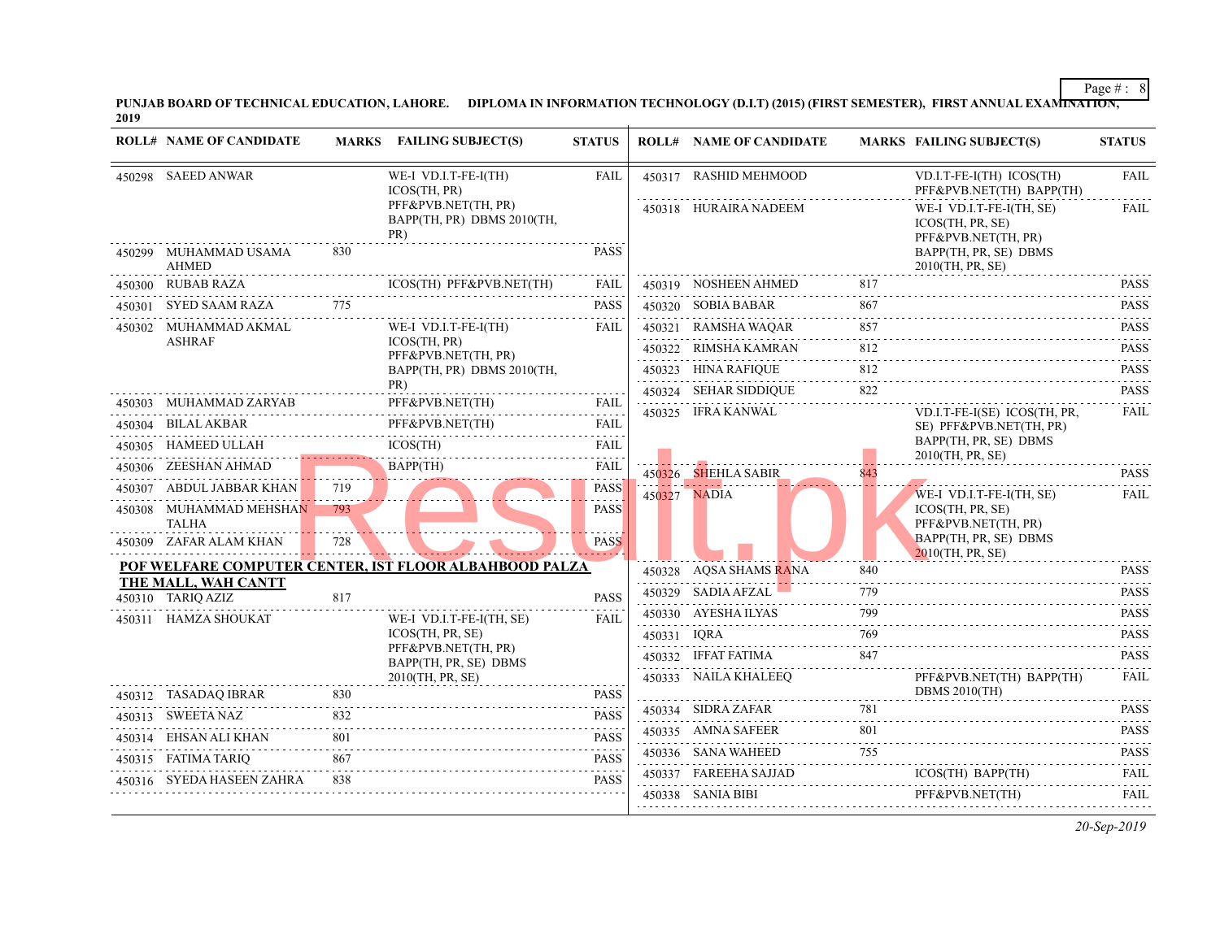PUNJAB BOARD OF TECHNICAL EDUCATION, LAHORE. DIPLOMA IN INFORMATION TECHNOLOGY (D.I.T) (2015) (FIRST SEMESTER), FIRST ANNUAL EXAMINATION, 2019

| ROLL# | NAME OF CANDIDATE | MARKS | FAILING SUBJECT(S) | STATUS |
|---|---|---|---|---|
| 450298 | SAEED ANWAR | | WE-I VD.I.T-FE-I(TH) ICOS(TH, PR) PFF&PVB.NET(TH, PR) BAPP(TH, PR) DBMS 2010(TH, PR) | FAIL |
| 450299 | MUHAMMAD USAMA AHMED | 830 | | PASS |
| 450300 | RUBAB RAZA | | ICOS(TH) PFF&PVB.NET(TH) | FAIL |
| 450301 | SYED SAAM RAZA | 775 | | PASS |
| 450302 | MUHAMMAD AKMAL ASHRAF | | WE-I VD.I.T-FE-I(TH) ICOS(TH, PR) PFF&PVB.NET(TH, PR) BAPP(TH, PR) DBMS 2010(TH, PR) | FAIL |
| 450303 | MUHAMMAD ZARYAB | | PFF&PVB.NET(TH) | FAIL |
| 450304 | BILAL AKBAR | | PFF&PVB.NET(TH) | FAIL |
| 450305 | HAMEED ULLAH | | ICOS(TH) | FAIL |
| 450306 | ZEESHAN AHMAD | | BAPP(TH) | FAIL |
| 450307 | ABDUL JABBAR KHAN | 719 | | PASS |
| 450308 | MUHAMMAD MEHSHAN TALHA | 793 | | PASS |
| 450309 | ZAFAR ALAM KHAN | 728 | | PASS |

**POF WELFARE COMPUTER CENTER, IST FLOOR ALBAHBOOD PALZA THE MALL, WAH CANTT**

| ROLL# | NAME OF CANDIDATE | MARKS | FAILING SUBJECT(S) | STATUS |
|---|---|---|---|---|
| 450310 | TARIQ AZIZ | 817 | | PASS |
| 450311 | HAMZA SHOUKAT | | WE-I VD.I.T-FE-I(TH, SE) ICOS(TH, PR, SE) PFF&PVB.NET(TH, PR) BAPP(TH, PR, SE) DBMS 2010(TH, PR, SE) | FAIL |
| 450312 | TASADAQ IBRAR | 830 | | PASS |
| 450313 | SWEETA NAZ | 832 | | PASS |
| 450314 | EHSAN ALI KHAN | 801 | | PASS |
| 450315 | FATIMA TARIQ | 867 | | PASS |
| 450316 | SYEDA HASEEN ZAHRA | 838 | | PASS |
| 450317 | RASHID MEHMOOD | | VD.I.T-FE-I(TH) ICOS(TH) PFF&PVB.NET(TH) BAPP(TH) | FAIL |
| 450318 | HURAIRA NADEEM | | WE-I VD.I.T-FE-I(TH, SE) ICOS(TH, PR, SE) PFF&PVB.NET(TH, PR) BAPP(TH, PR, SE) DBMS 2010(TH, PR, SE) | FAIL |
| 450319 | NOSHEEN AHMED | 817 | | PASS |
| 450320 | SOBIA BABAR | 867 | | PASS |
| 450321 | RAMSHA WAQAR | 857 | | PASS |
| 450322 | RIMSHA KAMRAN | 812 | | PASS |
| 450323 | HINA RAFIQUE | 812 | | PASS |
| 450324 | SEHAR SIDDIQUE | 822 | | PASS |
| 450325 | IFRA KANWAL | | VD.I.T-FE-I(SE) ICOS(TH, PR, SE) PFF&PVB.NET(TH, PR) BAPP(TH, PR, SE) DBMS 2010(TH, PR, SE) | FAIL |
| 450326 | SHEHLA SABIR | 843 | | PASS |
| 450327 | NADIA | | WE-I VD.I.T-FE-I(TH, SE) ICOS(TH, PR, SE) PFF&PVB.NET(TH, PR) BAPP(TH, PR, SE) DBMS 2010(TH, PR, SE) | FAIL |
| 450328 | AQSA SHAMS RANA | 840 | | PASS |
| 450329 | SADIA AFZAL | 779 | | PASS |
| 450330 | AYESHA ILYAS | 799 | | PASS |
| 450331 | IQRA | 769 | | PASS |
| 450332 | IFFAT FATIMA | 847 | | PASS |
| 450333 | NAILA KHALEEQ | | PFF&PVB.NET(TH) BAPP(TH) DBMS 2010(TH) | FAIL |
| 450334 | SIDRA ZAFAR | 781 | | PASS |
| 450335 | AMNA SAFEER | 801 | | PASS |
| 450336 | SANA WAHEED | 755 | | PASS |
| 450337 | FAREEHA SAJJAD | | ICOS(TH) BAPP(TH) | FAIL |
| 450338 | SANIA BIBI | | PFF&PVB.NET(TH) | FAIL |

*20-Sep-2019*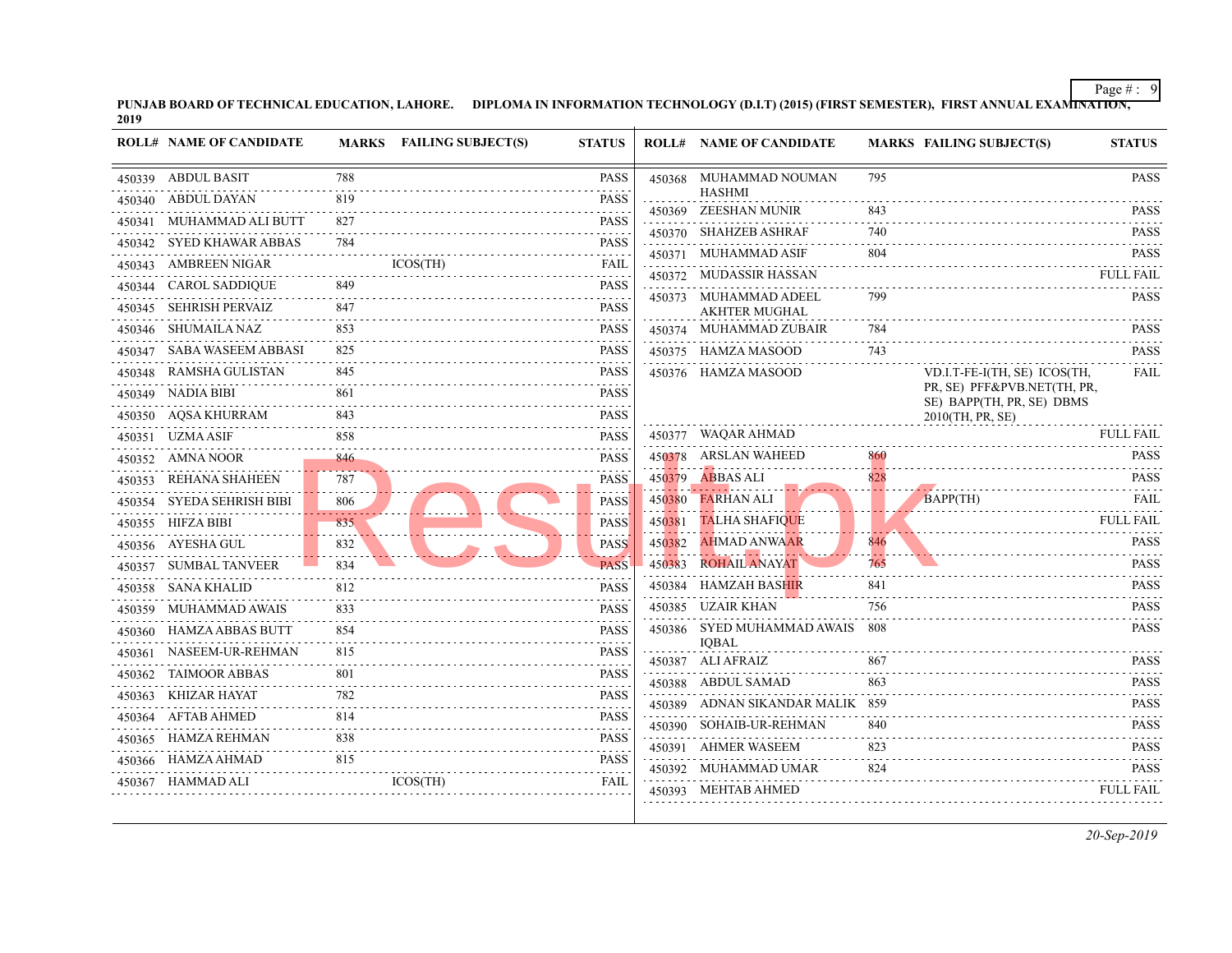**PUNJAB BOARD OF TECHNICAL EDUCATION, LAHORE. DIPLOMA IN INFORMATION TECHNOLOGY (D.I.T) (2015) (FIRST SEMESTER), FIRST ANNUAL EXAMINATION, 2019**

| ROLL# | NAME OF CANDIDATE | MARKS | FAILING SUBJECT(S) | STATUS |
|---|---|---|---|---|
| 450339 | ABDUL BASIT | 788 | | PASS |
| 450340 | ABDUL DAYAN | 819 | | PASS |
| 450341 | MUHAMMAD ALI BUTT | 827 | | PASS |
| 450342 | SYED KHAWAR ABBAS | 784 | | PASS |
| 450343 | AMBREEN NIGAR | | ICOS(TH) | FAIL |
| 450344 | CAROL SADDIQUE | 849 | | PASS |
| 450345 | SEHRISH PERVAIZ | 847 | | PASS |
| 450346 | SHUMAILA NAZ | 853 | | PASS |
| 450347 | SABA WASEEM ABBASI | 825 | | PASS |
| 450348 | RAMSHA GULISTAN | 845 | | PASS |
| 450349 | NADIA BIBI | 861 | | PASS |
| 450350 | AQSA KHURRAM | 843 | | PASS |
| 450351 | UZMA ASIF | 858 | | PASS |
| 450352 | AMNA NOOR | 846 | | PASS |
| 450353 | REHANA SHAHEEN | 787 | | PASS |
| 450354 | SYEDA SEHRISH BIBI | 806 | | PASS |
| 450355 | HIFZA BIBI | 835 | | PASS |
| 450356 | AYESHA GUL | 832 | | PASS |
| 450357 | SUMBAL TANVEER | 834 | | PASS |
| 450358 | SANA KHALID | 812 | | PASS |
| 450359 | MUHAMMAD AWAIS | 833 | | PASS |
| 450360 | HAMZA ABBAS BUTT | 854 | | PASS |
| 450361 | NASEEM-UR-REHMAN | 815 | | PASS |
| 450362 | TAIMOOR ABBAS | 801 | | PASS |
| 450363 | KHIZAR HAYAT | 782 | | PASS |
| 450364 | AFTAB AHMED | 814 | | PASS |
| 450365 | HAMZA REHMAN | 838 | | PASS |
| 450366 | HAMZA AHMAD | 815 | | PASS |
| 450367 | HAMMAD ALI | | ICOS(TH) | FAIL |
| 450368 | MUHAMMAD NOUMAN HASHMI | 795 | | PASS |
| 450369 | ZEESHAN MUNIR | 843 | | PASS |
| 450370 | SHAHZEB ASHRAF | 740 | | PASS |
| 450371 | MUHAMMAD ASIF | 804 | | PASS |
| 450372 | MUDASSIR HASSAN | | | FULL FAIL |
| 450373 | MUHAMMAD ADEEL AKHTER MUGHAL | 799 | | PASS |
| 450374 | MUHAMMAD ZUBAIR | 784 | | PASS |
| 450375 | HAMZA MASOOD | 743 | | PASS |
| 450376 | HAMZA MASOOD | | VD.I.T-FE-I(TH, SE) ICOS(TH, PR, SE) PFF&PVB.NET(TH, PR, SE) BAPP(TH, PR, SE) DBMS 2010(TH, PR, SE) | FAIL |
| 450377 | WAQAR AHMAD | | | FULL FAIL |
| 450378 | ARSLAN WAHEED | 860 | | PASS |
| 450379 | ABBAS ALI | 828 | | PASS |
| 450380 | FARHAN ALI | | BAPP(TH) | FAIL |
| 450381 | TALHA SHAFIQUE | | | FULL FAIL |
| 450382 | AHMAD ANWAAR | 846 | | PASS |
| 450383 | ROHAIL ANAYAT | 765 | | PASS |
| 450384 | HAMZAH BASHIR | 841 | | PASS |
| 450385 | UZAIR KHAN | 756 | | PASS |
| 450386 | SYED MUHAMMAD AWAIS IQBAL | 808 | | PASS |
| 450387 | ALI AFRAIZ | 867 | | PASS |
| 450388 | ABDUL SAMAD | 863 | | PASS |
| 450389 | ADNAN SIKANDAR MALIK | 859 | | PASS |
| 450390 | SOHAIB-UR-REHMAN | 840 | | PASS |
| 450391 | AHMER WASEEM | 823 | | PASS |
| 450392 | MUHAMMAD UMAR | 824 | | PASS |
| 450393 | MEHTAB AHMED | | | FULL FAIL |

*20-Sep-2019*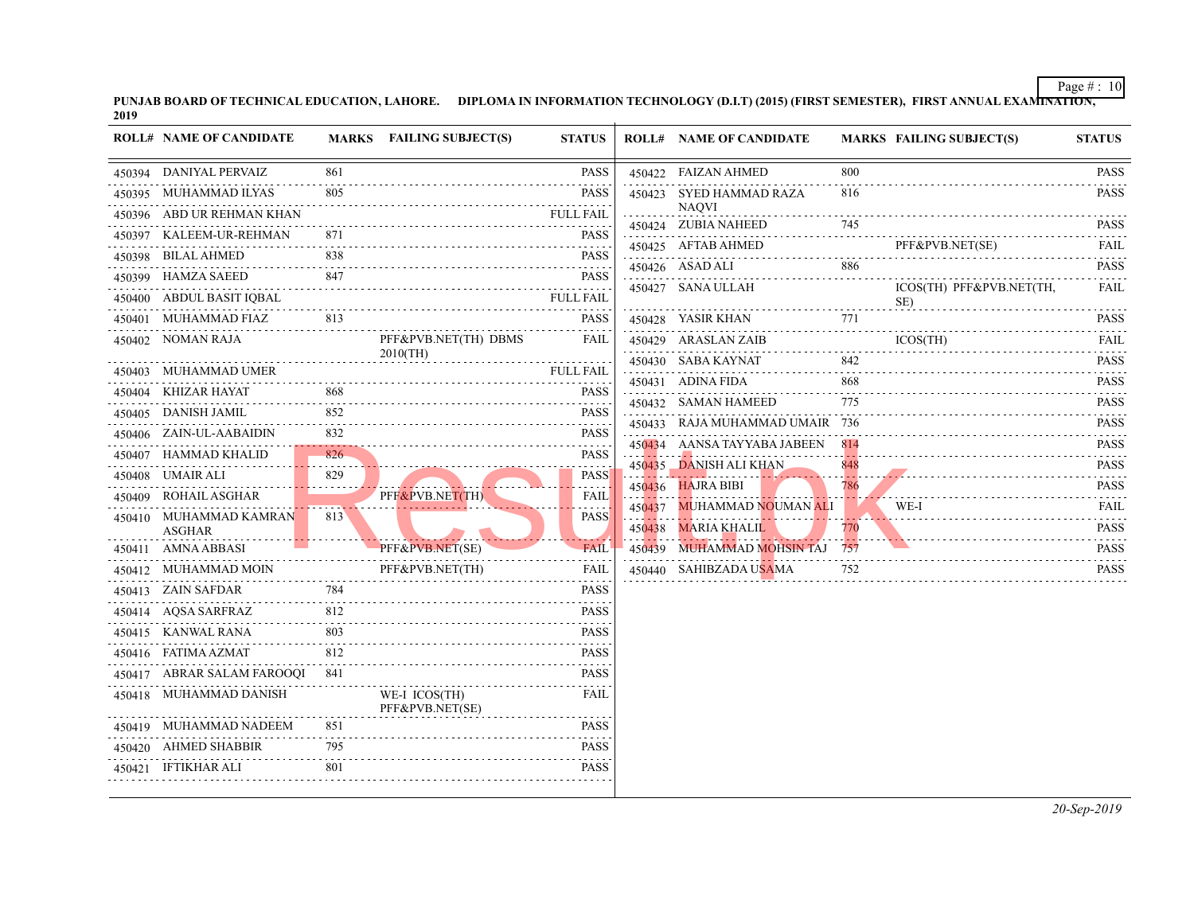**PUNJAB BOARD OF TECHNICAL EDUCATION, LAHORE. DIPLOMA IN INFORMATION TECHNOLOGY (D.I.T) (2015) (FIRST SEMESTER), FIRST ANNUAL EXAMINATION, 2019**

| ROLL# | NAME OF CANDIDATE | MARKS | FAILING SUBJECT(S) | STATUS |
|---|---|---|---|---|
| 450394 | DANIYAL PERVAIZ | 861 | | PASS |
| 450395 | MUHAMMAD ILYAS | 805 | | PASS |
| 450396 | ABD UR REHMAN KHAN | | | FULL FAIL |
| 450397 | KALEEM-UR-REHMAN | 871 | | PASS |
| 450398 | BILAL AHMED | 838 | | PASS |
| 450399 | HAMZA SAEED | 847 | | PASS |
| 450400 | ABDUL BASIT IQBAL | | | FULL FAIL |
| 450401 | MUHAMMAD FIAZ | 813 | | PASS |
| 450402 | NOMAN RAJA | | PFF&PVB.NET(TH) DBMS 2010(TH) | FAIL |
| 450403 | MUHAMMAD UMER | | | FULL FAIL |
| 450404 | KHIZAR HAYAT | 868 | | PASS |
| 450405 | DANISH JAMIL | 852 | | PASS |
| 450406 | ZAIN-UL-AABAIDIN | 832 | | PASS |
| 450407 | HAMMAD KHALID | 826 | | PASS |
| 450408 | UMAIR ALI | 829 | | PASS |
| 450409 | ROHAIL ASGHAR | | PFF&PVB.NET(TH) | FAIL |
| 450410 | MUHAMMAD KAMRAN ASGHAR | 813 | | PASS |
| 450411 | AMNA ABBASI | | PFF&PVB.NET(SE) | FAIL |
| 450412 | MUHAMMAD MOIN | | PFF&PVB.NET(TH) | FAIL |
| 450413 | ZAIN SAFDAR | 784 | | PASS |
| 450414 | AQSA SARFRAZ | 812 | | PASS |
| 450415 | KANWAL RANA | 803 | | PASS |
| 450416 | FATIMA AZMAT | 812 | | PASS |
| 450417 | ABRAR SALAM FAROOQI | 841 | | PASS |
| 450418 | MUHAMMAD DANISH | | WE-I ICOS(TH) PFF&PVB.NET(SE) | FAIL |
| 450419 | MUHAMMAD NADEEM | 851 | | PASS |
| 450420 | AHMED SHABBIR | 795 | | PASS |
| 450421 | IFTIKHAR ALI | 801 | | PASS |
| 450422 | FAIZAN AHMED | 800 | | PASS |
| 450423 | SYED HAMMAD RAZA NAQVI | 816 | | PASS |
| 450424 | ZUBIA NAHEED | 745 | | PASS |
| 450425 | AFTAB AHMED | | PFF&PVB.NET(SE) | FAIL |
| 450426 | ASAD ALI | 886 | | PASS |
| 450427 | SANA ULLAH | | ICOS(TH) PFF&PVB.NET(TH, SE) | FAIL |
| 450428 | YASIR KHAN | 771 | | PASS |
| 450429 | ARASLAN ZAIB | | ICOS(TH) | FAIL |
| 450430 | SABA KAYNAT | 842 | | PASS |
| 450431 | ADINA FIDA | 868 | | PASS |
| 450432 | SAMAN HAMEED | 775 | | PASS |
| 450433 | RAJA MUHAMMAD UMAIR | 736 | | PASS |
| 450434 | AANSA TAYYABA JABEEN | 814 | | PASS |
| 450435 | DANISH ALI KHAN | 848 | | PASS |
| 450436 | HAJRA BIBI | 786 | | PASS |
| 450437 | MUHAMMAD NOUMAN ALI | | WE-I | FAIL |
| 450438 | MARIA KHALIL | 770 | | PASS |
| 450439 | MUHAMMAD MOHSIN TAJ | 757 | | PASS |
| 450440 | SAHIBZADA USAMA | 752 | | PASS |

*20-Sep-2019*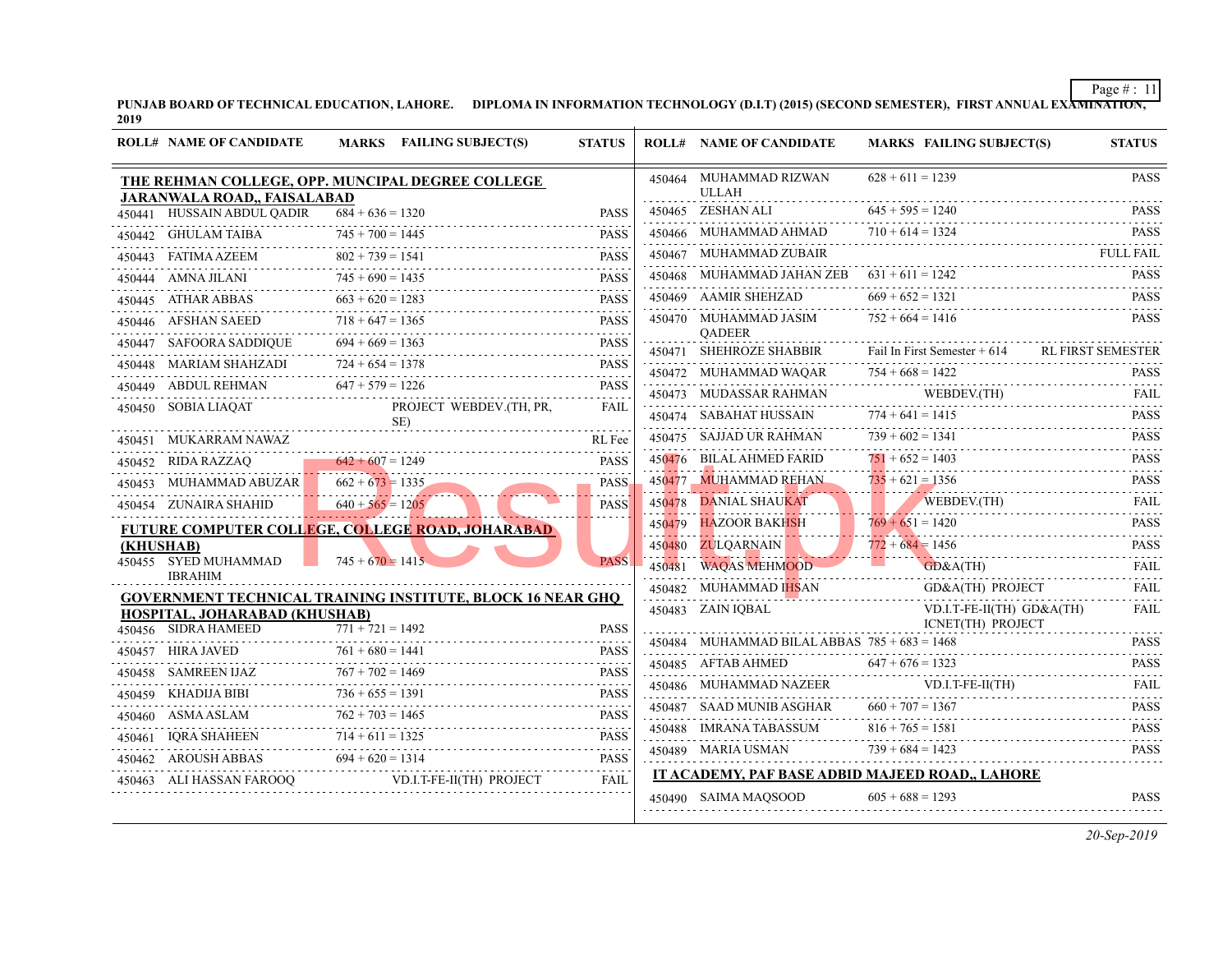PUNJAB BOARD OF TECHNICAL EDUCATION, LAHORE. DIPLOMA IN INFORMATION TECHNOLOGY (D.I.T) (2015) (SECOND SEMESTER), FIRST ANNUAL EXAMINATION, 2019

| ROLL# | NAME OF CANDIDATE | MARKS | FAILING SUBJECT(S) | STATUS |
|---|---|---|---|---|
| **THE REHMAN COLLEGE, OPP. MUNCIPAL DEGREE COLLEGE JARANWALA ROAD,, FAISALABAD** | | | | |
| 450441 | HUSSAIN ABDUL QADIR | 684 + 636 = 1320 | | PASS |
| 450442 | GHULAM TAIBA | 745 + 700 = 1445 | | PASS |
| 450443 | FATIMA AZEEM | 802 + 739 = 1541 | | PASS |
| 450444 | AMNA JILANI | 745 + 690 = 1435 | | PASS |
| 450445 | ATHAR ABBAS | 663 + 620 = 1283 | | PASS |
| 450446 | AFSHAN SAEED | 718 + 647 = 1365 | | PASS |
| 450447 | SAFOORA SADDIQUE | 694 + 669 = 1363 | | PASS |
| 450448 | MARIAM SHAHZADI | 724 + 654 = 1378 | | PASS |
| 450449 | ABDUL REHMAN | 647 + 579 = 1226 | | PASS |
| 450450 | SOBIA LIAQAT | | PROJECT WEBDEV.(TH, PR, SE) | FAIL |
| 450451 | MUKARRAM NAWAZ | | | RL Fee |
| 450452 | RIDA RAZZAQ | 642 + 607 = 1249 | | PASS |
| 450453 | MUHAMMAD ABUZAR | 662 + 673 = 1335 | | PASS |
| 450454 | ZUNAIRA SHAHID | 640 + 565 = 1205 | | PASS |
| **FUTURE COMPUTER COLLEGE, COLLEGE ROAD, JOHARABAD (KHUSHAB)** | | | | |
| 450455 | SYED MUHAMMAD IBRAHIM | 745 + 670 = 1415 | | PASS |
| **GOVERNMENT TECHNICAL TRAINING INSTITUTE, BLOCK 16 NEAR GHQ HOSPITAL, JOHARABAD (KHUSHAB)** | | | | |
| 450456 | SIDRA HAMEED | 771 + 721 = 1492 | | PASS |
| 450457 | HIRA JAVED | 761 + 680 = 1441 | | PASS |
| 450458 | SAMREEN IJAZ | 767 + 702 = 1469 | | PASS |
| 450459 | KHADIJA BIBI | 736 + 655 = 1391 | | PASS |
| 450460 | ASMA ASLAM | 762 + 703 = 1465 | | PASS |
| 450461 | IQRA SHAHEEN | 714 + 611 = 1325 | | PASS |
| 450462 | AROUSH ABBAS | 694 + 620 = 1314 | | PASS |
| 450463 | ALI HASSAN FAROOQ | | VD.I.T-FE-II(TH) PROJECT | FAIL |
| 450464 | MUHAMMAD RIZWAN ULLAH | 628 + 611 = 1239 | | PASS |
| 450465 | ZESHAN ALI | 645 + 595 = 1240 | | PASS |
| 450466 | MUHAMMAD AHMAD | 710 + 614 = 1324 | | PASS |
| 450467 | MUHAMMAD ZUBAIR | | | FULL FAIL |
| 450468 | MUHAMMAD JAHAN ZEB | 631 + 611 = 1242 | | PASS |
| 450469 | AAMIR SHEHZAD | 669 + 652 = 1321 | | PASS |
| 450470 | MUHAMMAD JASIM QADEER | 752 + 664 = 1416 | | PASS |
| 450471 | SHEHROZE SHABBIR | Fail In First Semester + 614 | | RL FIRST SEMESTER |
| 450472 | MUHAMMAD WAQAR | 754 + 668 = 1422 | | PASS |
| 450473 | MUDASSAR RAHMAN | | WEBDEV.(TH) | FAIL |
| 450474 | SABAHAT HUSSAIN | 774 + 641 = 1415 | | PASS |
| 450475 | SAJJAD UR RAHMAN | 739 + 602 = 1341 | | PASS |
| 450476 | BILAL AHMED FARID | 751 + 652 = 1403 | | PASS |
| 450477 | MUHAMMAD REHAN | 735 + 621 = 1356 | | PASS |
| 450478 | DANIAL SHAUKAT | | WEBDEV.(TH) | FAIL |
| 450479 | HAZOOR BAKHSH | 769 + 651 = 1420 | | PASS |
| 450480 | ZULQARNAIN | 772 + 684 = 1456 | | PASS |
| 450481 | WAQAS MEHMOOD | | GD&A(TH) | FAIL |
| 450482 | MUHAMMAD IHSAN | | GD&A(TH) PROJECT | FAIL |
| 450483 | ZAIN IQBAL | | VD.I.T-FE-II(TH) GD&A(TH) ICNET(TH) PROJECT | FAIL |
| 450484 | MUHAMMAD BILAL ABBAS | 785 + 683 = 1468 | | PASS |
| 450485 | AFTAB AHMED | 647 + 676 = 1323 | | PASS |
| 450486 | MUHAMMAD NAZEER | | VD.I.T-FE-II(TH) | FAIL |
| 450487 | SAAD MUNIB ASGHAR | 660 + 707 = 1367 | | PASS |
| 450488 | IMRANA TABASSUM | 816 + 765 = 1581 | | PASS |
| 450489 | MARIA USMAN | 739 + 684 = 1423 | | PASS |
| **IT ACADEMY, PAF BASE ADBID MAJEED ROAD,, LAHORE** | | | | |
| 450490 | SAIMA MAQSOOD | 605 + 688 = 1293 | | PASS |

*20-Sep-2019*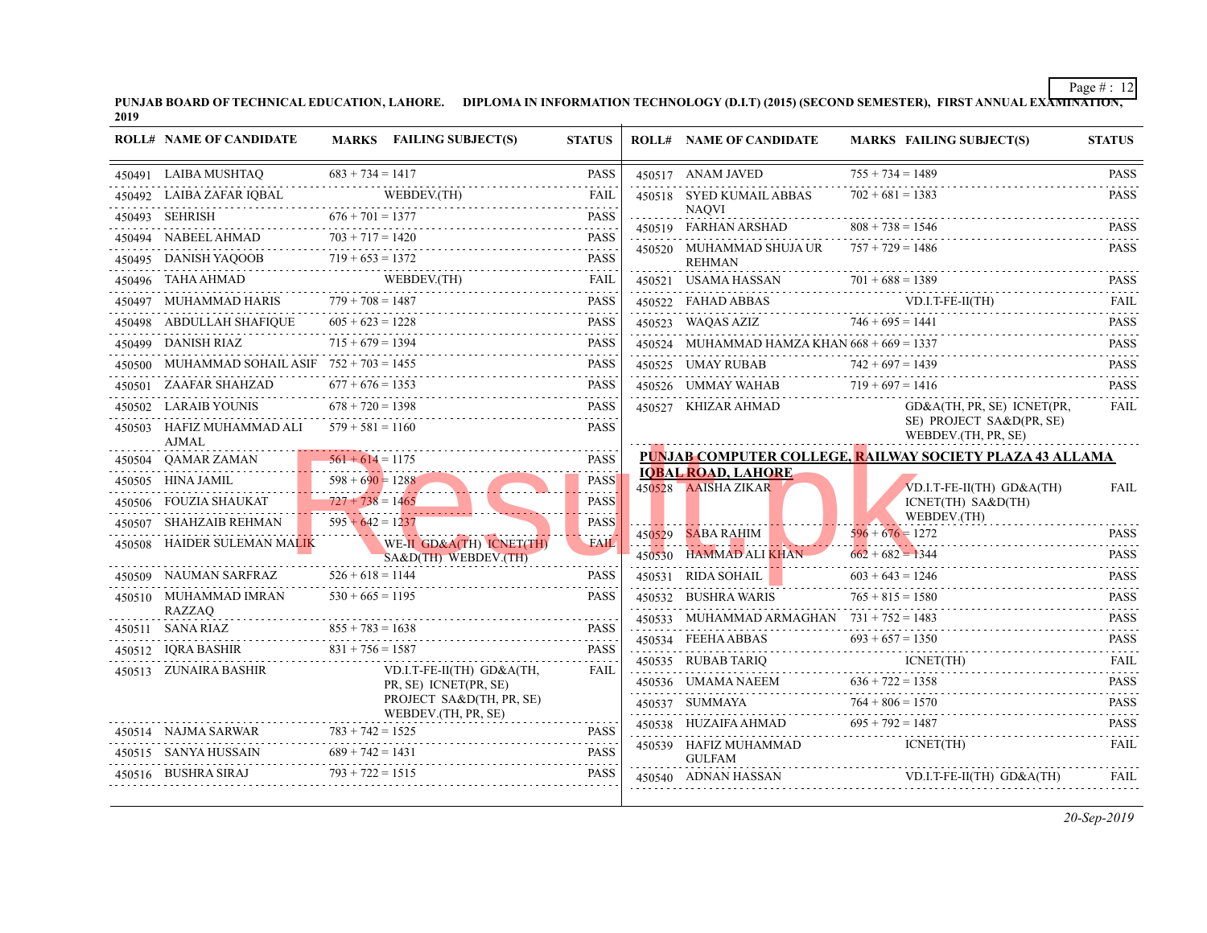**PUNJAB BOARD OF TECHNICAL EDUCATION, LAHORE. DIPLOMA IN INFORMATION TECHNOLOGY (D.I.T) (2015) (SECOND SEMESTER), FIRST ANNUAL EXAMINATION, 2019**

| ROLL# | NAME OF CANDIDATE | MARKS | FAILING SUBJECT(S) | STATUS |
|---|---|---|---|---|
| 450491 | LAIBA MUSHTAQ | 683 + 734 = 1417 | | PASS |
| 450492 | LAIBA ZAFAR IQBAL | | WEBDEV.(TH) | FAIL |
| 450493 | SEHRISH | 676 + 701 = 1377 | | PASS |
| 450494 | NABEEL AHMAD | 703 + 717 = 1420 | | PASS |
| 450495 | DANISH YAQOOB | 719 + 653 = 1372 | | PASS |
| 450496 | TAHA AHMAD | | WEBDEV.(TH) | FAIL |
| 450497 | MUHAMMAD HARIS | 779 + 708 = 1487 | | PASS |
| 450498 | ABDULLAH SHAFIQUE | 605 + 623 = 1228 | | PASS |
| 450499 | DANISH RIAZ | 715 + 679 = 1394 | | PASS |
| 450500 | MUHAMMAD SOHAIL ASIF | 752 + 703 = 1455 | | PASS |
| 450501 | ZAAFAR SHAHZAD | 677 + 676 = 1353 | | PASS |
| 450502 | LARAIB YOUNIS | 678 + 720 = 1398 | | PASS |
| 450503 | HAFIZ MUHAMMAD ALI AJMAL | 579 + 581 = 1160 | | PASS |
| 450504 | QAMAR ZAMAN | 561 + 614 = 1175 | | PASS |
| 450505 | HINA JAMIL | 598 + 690 = 1288 | | PASS |
| 450506 | FOUZIA SHAUKAT | 727 + 738 = 1465 | | PASS |
| 450507 | SHAHZAIB REHMAN | 595 + 642 = 1237 | | PASS |
| 450508 | HAIDER SULEMAN MALIK | | WE-II GD&A(TH) ICNET(TH) SA&D(TH) WEBDEV.(TH) | FAIL |
| 450509 | NAUMAN SARFRAZ | 526 + 618 = 1144 | | PASS |
| 450510 | MUHAMMAD IMRAN RAZZAQ | 530 + 665 = 1195 | | PASS |
| 450511 | SANA RIAZ | 855 + 783 = 1638 | | PASS |
| 450512 | IQRA BASHIR | 831 + 756 = 1587 | | PASS |
| 450513 | ZUNAIRA BASHIR | | VD.I.T-FE-II(TH) GD&A(TH, PR, SE) ICNET(PR, SE) PROJECT SA&D(TH, PR, SE) WEBDEV.(TH, PR, SE) | FAIL |
| 450514 | NAJMA SARWAR | 783 + 742 = 1525 | | PASS |
| 450515 | SANYA HUSSAIN | 689 + 742 = 1431 | | PASS |
| 450516 | BUSHRA SIRAJ | 793 + 722 = 1515 | | PASS |
| 450517 | ANAM JAVED | 755 + 734 = 1489 | | PASS |
| 450518 | SYED KUMAIL ABBAS NAQVI | 702 + 681 = 1383 | | PASS |
| 450519 | FARHAN ARSHAD | 808 + 738 = 1546 | | PASS |
| 450520 | MUHAMMAD SHUJA UR REHMAN | 757 + 729 = 1486 | | PASS |
| 450521 | USAMA HASSAN | 701 + 688 = 1389 | | PASS |
| 450522 | FAHAD ABBAS | | VD.I.T-FE-II(TH) | FAIL |
| 450523 | WAQAS AZIZ | 746 + 695 = 1441 | | PASS |
| 450524 | MUHAMMAD HAMZA KHAN | 668 + 669 = 1337 | | PASS |
| 450525 | UMAY RUBAB | 742 + 697 = 1439 | | PASS |
| 450526 | UMMAY WAHAB | 719 + 697 = 1416 | | PASS |
| 450527 | KHIZAR AHMAD | | GD&A(TH, PR, SE) ICNET(PR, SE) PROJECT SA&D(PR, SE) WEBDEV.(TH, PR, SE) | FAIL |

**PUNJAB COMPUTER COLLEGE, RAILWAY SOCIETY PLAZA 43 ALLAMA IQBAL ROAD, LAHORE**

| ROLL# | NAME OF CANDIDATE | MARKS | FAILING SUBJECT(S) | STATUS |
|---|---|---|---|---|
| 450528 | AAISHA ZIKAR | | VD.I.T-FE-II(TH) GD&A(TH) ICNET(TH) SA&D(TH) WEBDEV.(TH) | FAIL |
| 450529 | SABA RAHIM | 596 + 676 = 1272 | | PASS |
| 450530 | HAMMAD ALI KHAN | 662 + 682 = 1344 | | PASS |
| 450531 | RIDA SOHAIL | 603 + 643 = 1246 | | PASS |
| 450532 | BUSHRA WARIS | 765 + 815 = 1580 | | PASS |
| 450533 | MUHAMMAD ARMAGHAN | 731 + 752 = 1483 | | PASS |
| 450534 | FEEHA ABBAS | 693 + 657 = 1350 | | PASS |
| 450535 | RUBAB TARIQ | | ICNET(TH) | FAIL |
| 450536 | UMAMA NAEEM | 636 + 722 = 1358 | | PASS |
| 450537 | SUMMAYA | 764 + 806 = 1570 | | PASS |
| 450538 | HUZAIFA AHMAD | 695 + 792 = 1487 | | PASS |
| 450539 | HAFIZ MUHAMMAD GULFAM | | ICNET(TH) | FAIL |
| 450540 | ADNAN HASSAN | | VD.I.T-FE-II(TH) GD&A(TH) | FAIL |

*20-Sep-2019*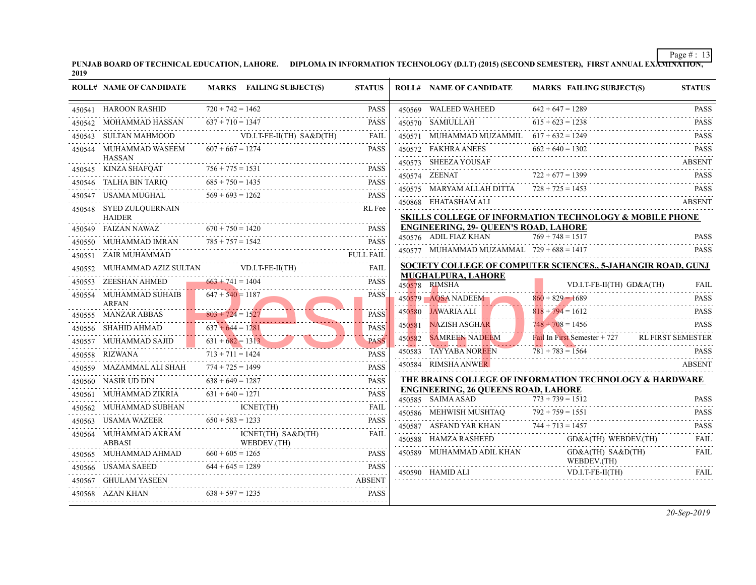PUNJAB BOARD OF TECHNICAL EDUCATION, LAHORE. DIPLOMA IN INFORMATION TECHNOLOGY (D.I.T) (2015) (SECOND SEMESTER), FIRST ANNUAL EXAMINATION, 2019

| ROLL# | NAME OF CANDIDATE | MARKS | FAILING SUBJECT(S) | STATUS |
|---|---|---|---|---|
| 450541 | HAROON RASHID | 720 + 742 = 1462 | | PASS |
| 450542 | MOHAMMAD HASSAN | 637 + 710 = 1347 | | PASS |
| 450543 | SULTAN MAHMOOD | | VD.I.T-FE-II(TH) SA&D(TH) | FAIL |
| 450544 | MUHAMMAD WASEEM HASSAN | 607 + 667 = 1274 | | PASS |
| 450545 | KINZA SHAFQAT | 756 + 775 = 1531 | | PASS |
| 450546 | TALHA BIN TARIQ | 685 + 750 = 1435 | | PASS |
| 450547 | USAMA MUGHAL | 569 + 693 = 1262 | | PASS |
| 450548 | SYED ZULQUERNAIN HAIDER | | | RL Fee |
| 450549 | FAIZAN NAWAZ | 670 + 750 = 1420 | | PASS |
| 450550 | MUHAMMAD IMRAN | 785 + 757 = 1542 | | PASS |
| 450551 | ZAIR MUHAMMAD | | | FULL FAIL |
| 450552 | MUHAMMAD AZIZ SULTAN | | VD.I.T-FE-II(TH) | FAIL |
| 450553 | ZEESHAN AHMED | 663 + 741 = 1404 | | PASS |
| 450554 | MUHAMMAD SUHAIB ARFAN | 647 + 540 = 1187 | | PASS |
| 450555 | MANZAR ABBAS | 803 + 724 = 1527 | | PASS |
| 450556 | SHAHID AHMAD | 637 + 644 = 1281 | | PASS |
| 450557 | MUHAMMAD SAJID | 631 + 682 = 1313 | | PASS |
| 450558 | RIZWANA | 713 + 711 = 1424 | | PASS |
| 450559 | MAZAMMAL ALI SHAH | 774 + 725 = 1499 | | PASS |
| 450560 | NASIR UD DIN | 638 + 649 = 1287 | | PASS |
| 450561 | MUHAMMAD ZIKRIA | 631 + 640 = 1271 | | PASS |
| 450562 | MUHAMMAD SUBHAN | | ICNET(TH) | FAIL |
| 450563 | USAMA WAZEER | 650 + 583 = 1233 | | PASS |
| 450564 | MUHAMMAD AKRAM ABBASI | | ICNET(TH) SA&D(TH) WEBDEV.(TH) | FAIL |
| 450565 | MUHAMMAD AHMAD | 660 + 605 = 1265 | | PASS |
| 450566 | USAMA SAEED | 644 + 645 = 1289 | | PASS |
| 450567 | GHULAM YASEEN | | | ABSENT |
| 450568 | AZAN KHAN | 638 + 597 = 1235 | | PASS |
| 450569 | WALEED WAHEED | 642 + 647 = 1289 | | PASS |
| 450570 | SAMIULLAH | 615 + 623 = 1238 | | PASS |
| 450571 | MUHAMMAD MUZAMMIL | 617 + 632 = 1249 | | PASS |
| 450572 | FAKHRA ANEES | 662 + 640 = 1302 | | PASS |
| 450573 | SHEEZA YOUSAF | | | ABSENT |
| 450574 | ZEENAT | 722 + 677 = 1399 | | PASS |
| 450575 | MARYAM ALLAH DITTA | 728 + 725 = 1453 | | PASS |
| 450868 | EHATASHAM ALI | | | ABSENT |

**SKILLS COLLEGE OF INFORMATION TECHNOLOGY & MOBILE PHONE ENGINEERING, 29- QUEEN'S ROAD, LAHORE**

| ROLL# | NAME OF CANDIDATE | MARKS | FAILING SUBJECT(S) | STATUS |
|---|---|---|---|---|
| 450576 | ADIL FIAZ KHAN | 769 + 748 = 1517 | | PASS |
| 450577 | MUHAMMAD MUZAMMAL | 729 + 688 = 1417 | | PASS |

**SOCIETY COLLEGE OF COMPUTER SCIENCES,, 5-JAHANGIR ROAD, GUNJ MUGHALPURA, LAHORE**

| ROLL# | NAME OF CANDIDATE | MARKS | FAILING SUBJECT(S) | STATUS |
|---|---|---|---|---|
| 450578 | RIMSHA | | VD.I.T-FE-II(TH) GD&A(TH) | FAIL |
| 450579 | AQSA NADEEM | 860 + 829 = 1689 | | PASS |
| 450580 | JAWARIA ALI | 818 + 794 = 1612 | | PASS |
| 450581 | NAZISH ASGHAR | 748 + 708 = 1456 | | PASS |
| 450582 | SAMREEN NADEEM | Fail In First Semester + 727 | | RL FIRST SEMESTER |
| 450583 | TAYYABA NOREEN | 781 + 783 = 1564 | | PASS |
| 450584 | RIMSHA ANWER | | | ABSENT |

**THE BRAINS COLLEGE OF INFORMATION TECHNOLOGY & HARDWARE ENGINEERING, 26 QUEENS ROAD, LAHORE**

| ROLL# | NAME OF CANDIDATE | MARKS | FAILING SUBJECT(S) | STATUS |
|---|---|---|---|---|
| 450585 | SAIMA ASAD | 773 + 739 = 1512 | | PASS |
| 450586 | MEHWISH MUSHTAQ | 792 + 759 = 1551 | | PASS |
| 450587 | ASFAND YAR KHAN | 744 + 713 = 1457 | | PASS |
| 450588 | HAMZA RASHEED | | GD&A(TH) WEBDEV.(TH) | FAIL |
| 450589 | MUHAMMAD ADIL KHAN | | GD&A(TH) SA&D(TH) WEBDEV.(TH) | FAIL |
| 450590 | HAMID ALI | | VD.I.T-FE-II(TH) | FAIL |

*20-Sep-2019*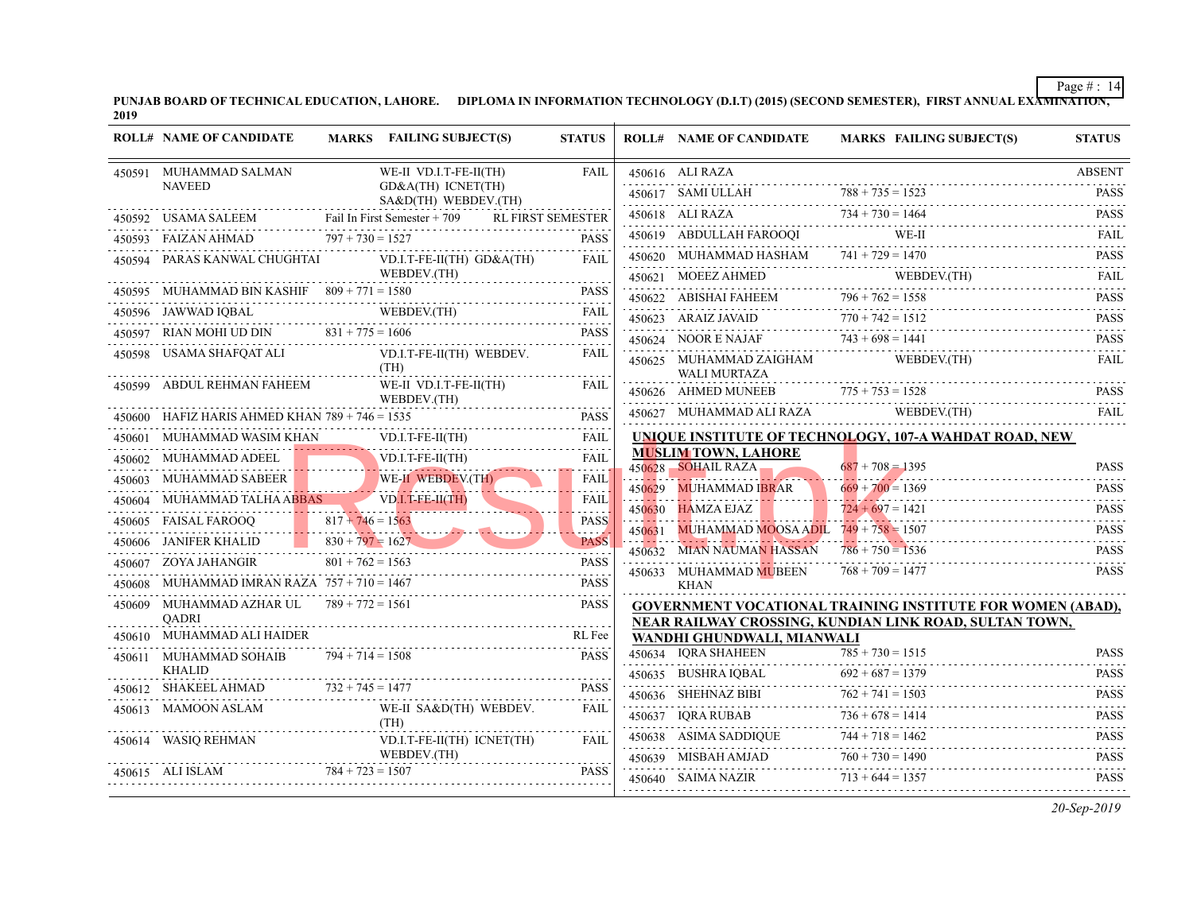**PUNJAB BOARD OF TECHNICAL EDUCATION, LAHORE. DIPLOMA IN INFORMATION TECHNOLOGY (D.I.T) (2015) (SECOND SEMESTER), FIRST ANNUAL EXAMINATION, 2019**

| ROLL# | NAME OF CANDIDATE | MARKS | FAILING SUBJECT(S) | STATUS |
|---|---|---|---|---|
| 450591 | MUHAMMAD SALMAN NAVEED | | WE-II VD.I.T-FE-II(TH) GD&A(TH) ICNET(TH) SA&D(TH) WEBDEV.(TH) | FAIL |
| 450592 | USAMA SALEEM | Fail In First Semester + 709 | | RL FIRST SEMESTER |
| 450593 | FAIZAN AHMAD | 797 + 730 = 1527 | | PASS |
| 450594 | PARAS KANWAL CHUGHTAI | | VD.I.T-FE-II(TH) GD&A(TH) WEBDEV.(TH) | FAIL |
| 450595 | MUHAMMAD BIN KASHIF | 809 + 771 = 1580 | | PASS |
| 450596 | JAWWAD IQBAL | | WEBDEV.(TH) | FAIL |
| 450597 | RIAN MOHI UD DIN | 831 + 775 = 1606 | | PASS |
| 450598 | USAMA SHAFQAT ALI | | VD.I.T-FE-II(TH) WEBDEV.(TH) | FAIL |
| 450599 | ABDUL REHMAN FAHEEM | | WE-II VD.I.T-FE-II(TH) WEBDEV.(TH) | FAIL |
| 450600 | HAFIZ HARIS AHMED KHAN | 789 + 746 = 1535 | | PASS |
| 450601 | MUHAMMAD WASIM KHAN | | VD.I.T-FE-II(TH) | FAIL |
| 450602 | MUHAMMAD ADEEL | | VD.I.T-FE-II(TH) | FAIL |
| 450603 | MUHAMMAD SABEER | | WE-II WEBDEV.(TH) | FAIL |
| 450604 | MUHAMMAD TALHA ABBAS | | VD.I.T-FE-II(TH) | FAIL |
| 450605 | FAISAL FAROOQ | 817 + 746 = 1563 | | PASS |
| 450606 | JANIFER KHALID | 830 + 797 = 1627 | | PASS |
| 450607 | ZOYA JAHANGIR | 801 + 762 = 1563 | | PASS |
| 450608 | MUHAMMAD IMRAN RAZA | 757 + 710 = 1467 | | PASS |
| 450609 | MUHAMMAD AZHAR UL QADRI | 789 + 772 = 1561 | | PASS |
| 450610 | MUHAMMAD ALI HAIDER | | | RL Fee |
| 450611 | MUHAMMAD SOHAIB KHALID | 794 + 714 = 1508 | | PASS |
| 450612 | SHAKEEL AHMAD | 732 + 745 = 1477 | | PASS |
| 450613 | MAMOON ASLAM | | WE-II SA&D(TH) WEBDEV.(TH) | FAIL |
| 450614 | WASIQ REHMAN | | VD.I.T-FE-II(TH) ICNET(TH) WEBDEV.(TH) | FAIL |
| 450615 | ALI ISLAM | 784 + 723 = 1507 | | PASS |
| 450616 | ALI RAZA | | | ABSENT |
| 450617 | SAMI ULLAH | 788 + 735 = 1523 | | PASS |
| 450618 | ALI RAZA | 734 + 730 = 1464 | | PASS |
| 450619 | ABDULLAH FAROOQI | | WE-II | FAIL |
| 450620 | MUHAMMAD HASHAM | 741 + 729 = 1470 | | PASS |
| 450621 | MOEEZ AHMED | | WEBDEV.(TH) | FAIL |
| 450622 | ABISHAI FAHEEM | 796 + 762 = 1558 | | PASS |
| 450623 | ARAIZ JAVAID | 770 + 742 = 1512 | | PASS |
| 450624 | NOOR E NAJAF | 743 + 698 = 1441 | | PASS |
| 450625 | MUHAMMAD ZAIGHAM WALI MURTAZA | | WEBDEV.(TH) | FAIL |
| 450626 | AHMED MUNEEB | 775 + 753 = 1528 | | PASS |
| 450627 | MUHAMMAD ALI RAZA | | WEBDEV.(TH) | FAIL |

**UNIQUE INSTITUTE OF TECHNOLOGY, 107-A WAHDAT ROAD, NEW MUSLIM TOWN, LAHORE**

| ROLL# | NAME OF CANDIDATE | MARKS | FAILING SUBJECT(S) | STATUS |
|---|---|---|---|---|
| 450628 | SOHAIL RAZA | 687 + 708 = 1395 | | PASS |
| 450629 | MUHAMMAD IBRAR | 669 + 700 = 1369 | | PASS |
| 450630 | HAMZA EJAZ | 724 + 697 = 1421 | | PASS |
| 450631 | MUHAMMAD MOOSA ADIL | 749 + 758 = 1507 | | PASS |
| 450632 | MIAN NAUMAN HASSAN | 786 + 750 = 1536 | | PASS |
| 450633 | MUHAMMAD MUBEEN KHAN | 768 + 709 = 1477 | | PASS |

**GOVERNMENT VOCATIONAL TRAINING INSTITUTE FOR WOMEN (ABAD), NEAR RAILWAY CROSSING, KUNDIAN LINK ROAD, SULTAN TOWN, WANDHI GHUNDWALI, MIANWALI**

| ROLL# | NAME OF CANDIDATE | MARKS | FAILING SUBJECT(S) | STATUS |
|---|---|---|---|---|
| 450634 | IQRA SHAHEEN | 785 + 730 = 1515 | | PASS |
| 450635 | BUSHRA IQBAL | 692 + 687 = 1379 | | PASS |
| 450636 | SHEHNAZ BIBI | 762 + 741 = 1503 | | PASS |
| 450637 | IQRA RUBAB | 736 + 678 = 1414 | | PASS |
| 450638 | ASIMA SADDIQUE | 744 + 718 = 1462 | | PASS |
| 450639 | MISBAH AMJAD | 760 + 730 = 1490 | | PASS |
| 450640 | SAIMA NAZIR | 713 + 644 = 1357 | | PASS |

*20-Sep-2019*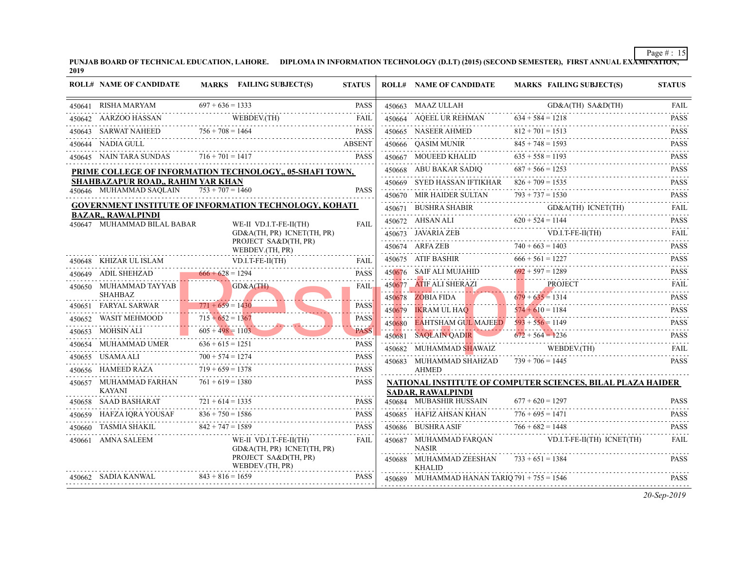PUNJAB BOARD OF TECHNICAL EDUCATION, LAHORE. DIPLOMA IN INFORMATION TECHNOLOGY (D.I.T) (2015) (SECOND SEMESTER), FIRST ANNUAL EXAMINATION, 2019

| ROLL# | NAME OF CANDIDATE | MARKS | FAILING SUBJECT(S) | STATUS |
|---|---|---|---|---|
| 450641 | RISHA MARYAM | 697 + 636 = 1333 | | PASS |
| 450642 | AARZOO HASSAN | | WEBDEV.(TH) | FAIL |
| 450643 | SARWAT NAHEED | 756 + 708 = 1464 | | PASS |
| 450644 | NADIA GULL | | | ABSENT |
| 450645 | NAIN TARA SUNDAS | 716 + 701 = 1417 | | PASS |

**PRIME COLLEGE OF INFORMATION TECHNOLOGY,, 05-SHAFI TOWN, SHAHBAZAPUR ROAD,, RAHIM YAR KHAN**

| ROLL# | NAME OF CANDIDATE | MARKS | FAILING SUBJECT(S) | STATUS |
|---|---|---|---|---|
| 450646 | MUHAMMAD SAQLAIN | 753 + 707 = 1460 | | PASS |

**GOVERNMENT INSTITUTE OF INFORMATION TECHNOLOGY, KOHATI BAZAR,, RAWALPINDI**

| ROLL# | NAME OF CANDIDATE | MARKS | FAILING SUBJECT(S) | STATUS |
|---|---|---|---|---|
| 450647 | MUHAMMAD BILAL BABAR | | WE-II VD.I.T-FE-II(TH) GD&A(TH, PR) ICNET(TH, PR) PROJECT SA&D(TH, PR) WEBDEV.(TH, PR) | FAIL |
| 450648 | KHIZAR UL ISLAM | | VD.I.T-FE-II(TH) | FAIL |
| 450649 | ADIL SHEHZAD | 666 + 628 = 1294 | | PASS |
| 450650 | MUHAMMAD TAYYAB SHAHBAZ | | GD&A(TH) | FAIL |
| 450651 | FARYAL SARWAR | 771 + 659 = 1430 | | PASS |
| 450652 | WASIT MEHMOOD | 715 + 652 = 1367 | | PASS |
| 450653 | MOHSIN ALI | 605 + 498 = 1103 | | PASS |
| 450654 | MUHAMMAD UMER | 636 + 615 = 1251 | | PASS |
| 450655 | USAMA ALI | 700 + 574 = 1274 | | PASS |
| 450656 | HAMEED RAZA | 719 + 659 = 1378 | | PASS |
| 450657 | MUHAMMAD FARHAN KAYANI | 761 + 619 = 1380 | | PASS |
| 450658 | SAAD BASHARAT | 721 + 614 = 1335 | | PASS |
| 450659 | HAFZA IQRA YOUSAF | 836 + 750 = 1586 | | PASS |
| 450660 | TASMIA SHAKIL | 842 + 747 = 1589 | | PASS |
| 450661 | AMNA SALEEM | | WE-II VD.I.T-FE-II(TH) GD&A(TH, PR) ICNET(TH, PR) PROJECT SA&D(TH, PR) WEBDEV.(TH, PR) | FAIL |
| 450662 | SADIA KANWAL | 843 + 816 = 1659 | | PASS |
| 450663 | MAAZ ULLAH | | GD&A(TH) SA&D(TH) | FAIL |
| 450664 | AQEEL UR REHMAN | 634 + 584 = 1218 | | PASS |
| 450665 | NASEER AHMED | 812 + 701 = 1513 | | PASS |
| 450666 | QASIM MUNIR | 845 + 748 = 1593 | | PASS |
| 450667 | MOUEED KHALID | 635 + 558 = 1193 | | PASS |
| 450668 | ABU BAKAR SADIQ | 687 + 566 = 1253 | | PASS |
| 450669 | SYED HASSAN IFTIKHAR | 826 + 709 = 1535 | | PASS |
| 450670 | MIR HAIDER SULTAN | 793 + 737 = 1530 | | PASS |
| 450671 | BUSHRA SHABIR | | GD&A(TH) ICNET(TH) | FAIL |
| 450672 | AHSAN ALI | 620 + 524 = 1144 | | PASS |
| 450673 | JAVARIA ZEB | | VD.I.T-FE-II(TH) | FAIL |
| 450674 | ARFA ZEB | 740 + 663 = 1403 | | PASS |
| 450675 | ATIF BASHIR | 666 + 561 = 1227 | | PASS |
| 450676 | SAIF ALI MUJAHID | 692 + 597 = 1289 | | PASS |
| 450677 | ATIF ALI SHERAZI | | PROJECT | FAIL |
| 450678 | ZOBIA FIDA | 679 + 635 = 1314 | | PASS |
| 450679 | IKRAM UL HAQ | 574 + 610 = 1184 | | PASS |
| 450680 | EAHTSHAM GUL MAJEED | 593 + 556 = 1149 | | PASS |
| 450681 | SAQLAIN QADIR | 672 + 564 = 1236 | | PASS |
| 450682 | MUHAMMAD SHAWAIZ | | WEBDEV.(TH) | FAIL |
| 450683 | MUHAMMAD SHAHZAD AHMED | 739 + 706 = 1445 | | PASS |

**NATIONAL INSTITUTE OF COMPUTER SCIENCES, BILAL PLAZA HAIDER SADAR, RAWALPINDI**

| ROLL# | NAME OF CANDIDATE | MARKS | FAILING SUBJECT(S) | STATUS |
|---|---|---|---|---|
| 450684 | MUBASHIR HUSSAIN | 677 + 620 = 1297 | | PASS |
| 450685 | HAFIZ AHSAN KHAN | 776 + 695 = 1471 | | PASS |
| 450686 | BUSHRA ASIF | 766 + 682 = 1448 | | PASS |
| 450687 | MUHAMMAD FARQAN NASIR | | VD.I.T-FE-II(TH) ICNET(TH) | FAIL |
| 450688 | MUHAMMAD ZEESHAN KHALID | 733 + 651 = 1384 | | PASS |
| 450689 | MUHAMMAD HANAN TARIQ | 791 + 755 = 1546 | | PASS |

*20-Sep-2019*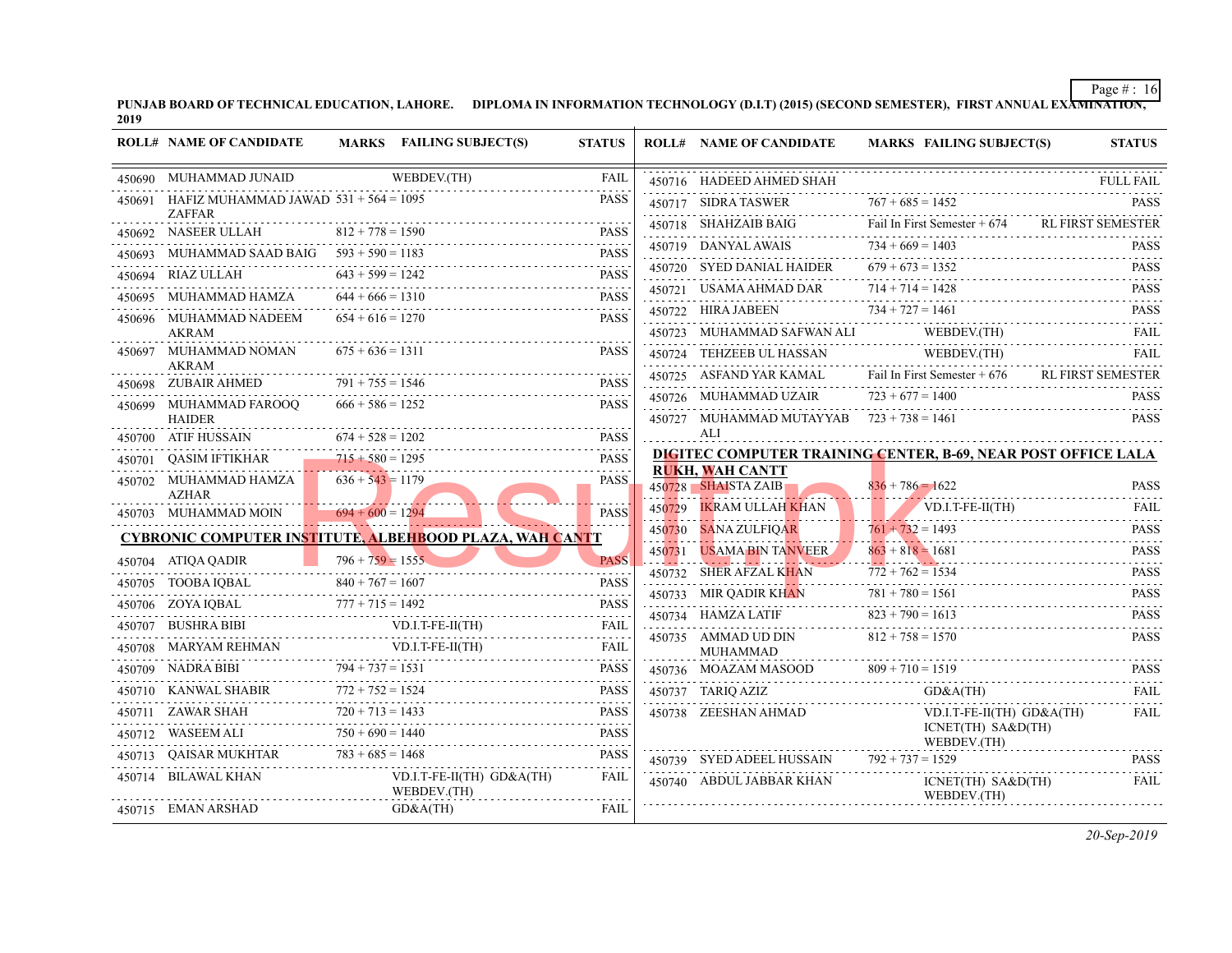**PUNJAB BOARD OF TECHNICAL EDUCATION, LAHORE. DIPLOMA IN INFORMATION TECHNOLOGY (D.I.T) (2015) (SECOND SEMESTER), FIRST ANNUAL EXAMINATION, 2019**

| ROLL# | NAME OF CANDIDATE | MARKS | FAILING SUBJECT(S) | STATUS |
|---|---|---|---|---|
| 450690 | MUHAMMAD JUNAID | | WEBDEV.(TH) | FAIL |
| 450691 | HAFIZ MUHAMMAD JAWAD ZAFFAR | 531 + 564 = 1095 | | PASS |
| 450692 | NASEER ULLAH | 812 + 778 = 1590 | | PASS |
| 450693 | MUHAMMAD SAAD BAIG | 593 + 590 = 1183 | | PASS |
| 450694 | RIAZ ULLAH | 643 + 599 = 1242 | | PASS |
| 450695 | MUHAMMAD HAMZA | 644 + 666 = 1310 | | PASS |
| 450696 | MUHAMMAD NADEEM AKRAM | 654 + 616 = 1270 | | PASS |
| 450697 | MUHAMMAD NOMAN AKRAM | 675 + 636 = 1311 | | PASS |
| 450698 | ZUBAIR AHMED | 791 + 755 = 1546 | | PASS |
| 450699 | MUHAMMAD FAROOQ HAIDER | 666 + 586 = 1252 | | PASS |
| 450700 | ATIF HUSSAIN | 674 + 528 = 1202 | | PASS |
| 450701 | QASIM IFTIKHAR | 715 + 580 = 1295 | | PASS |
| 450702 | MUHAMMAD HAMZA AZHAR | 636 + 543 = 1179 | | PASS |
| 450703 | MUHAMMAD MOIN | 694 + 600 = 1294 | | PASS |

**CYBRONIC COMPUTER INSTITUTE, ALBEHBOOD PLAZA, WAH CANTT**

| ROLL# | NAME OF CANDIDATE | MARKS | FAILING SUBJECT(S) | STATUS |
|---|---|---|---|---|
| 450704 | ATIQA QADIR | 796 + 759 = 1555 | | PASS |
| 450705 | TOOBA IQBAL | 840 + 767 = 1607 | | PASS |
| 450706 | ZOYA IQBAL | 777 + 715 = 1492 | | PASS |
| 450707 | BUSHRA BIBI | | VD.I.T-FE-II(TH) | FAIL |
| 450708 | MARYAM REHMAN | | VD.I.T-FE-II(TH) | FAIL |
| 450709 | NADRA BIBI | 794 + 737 = 1531 | | PASS |
| 450710 | KANWAL SHABIR | 772 + 752 = 1524 | | PASS |
| 450711 | ZAWAR SHAH | 720 + 713 = 1433 | | PASS |
| 450712 | WASEEM ALI | 750 + 690 = 1440 | | PASS |
| 450713 | QAISAR MUKHTAR | 783 + 685 = 1468 | | PASS |
| 450714 | BILAWAL KHAN | | VD.I.T-FE-II(TH) GD&A(TH) WEBDEV.(TH) | FAIL |
| 450715 | EMAN ARSHAD | | GD&A(TH) | FAIL |
| 450716 | HADEED AHMED SHAH | | | FULL FAIL |
| 450717 | SIDRA TASWER | 767 + 685 = 1452 | | PASS |
| 450718 | SHAHZAIB BAIG | Fail In First Semester + 674 | | RL FIRST SEMESTER |
| 450719 | DANYAL AWAIS | 734 + 669 = 1403 | | PASS |
| 450720 | SYED DANIAL HAIDER | 679 + 673 = 1352 | | PASS |
| 450721 | USAMA AHMAD DAR | 714 + 714 = 1428 | | PASS |
| 450722 | HIRA JABEEN | 734 + 727 = 1461 | | PASS |
| 450723 | MUHAMMAD SAFWAN ALI | | WEBDEV.(TH) | FAIL |
| 450724 | TEHZEEB UL HASSAN | | WEBDEV.(TH) | FAIL |
| 450725 | ASFAND YAR KAMAL | Fail In First Semester + 676 | | RL FIRST SEMESTER |
| 450726 | MUHAMMAD UZAIR | 723 + 677 = 1400 | | PASS |
| 450727 | MUHAMMAD MUTAYYAB ALI | 723 + 738 = 1461 | | PASS |

**DIGITEC COMPUTER TRAINING CENTER, B-69, NEAR POST OFFICE LALA RUKH, WAH CANTT**

| ROLL# | NAME OF CANDIDATE | MARKS | FAILING SUBJECT(S) | STATUS |
|---|---|---|---|---|
| 450728 | SHAISTA ZAIB | 836 + 786 = 1622 | | PASS |
| 450729 | IKRAM ULLAH KHAN | | VD.I.T-FE-II(TH) | FAIL |
| 450730 | SANA ZULFIQAR | 761 + 732 = 1493 | | PASS |
| 450731 | USAMA BIN TANVEER | 863 + 818 = 1681 | | PASS |
| 450732 | SHER AFZAL KHAN | 772 + 762 = 1534 | | PASS |
| 450733 | MIR QADIR KHAN | 781 + 780 = 1561 | | PASS |
| 450734 | HAMZA LATIF | 823 + 790 = 1613 | | PASS |
| 450735 | AMMAD UD DIN MUHAMMAD | 812 + 758 = 1570 | | PASS |
| 450736 | MOAZAM MASOOD | 809 + 710 = 1519 | | PASS |
| 450737 | TARIQ AZIZ | | GD&A(TH) | FAIL |
| 450738 | ZEESHAN AHMAD | | VD.I.T-FE-II(TH) GD&A(TH) ICNET(TH) SA&D(TH) WEBDEV.(TH) | FAIL |
| 450739 | SYED ADEEL HUSSAIN | 792 + 737 = 1529 | | PASS |
| 450740 | ABDUL JABBAR KHAN | | ICNET(TH) SA&D(TH) WEBDEV.(TH) | FAIL |

*20-Sep-2019*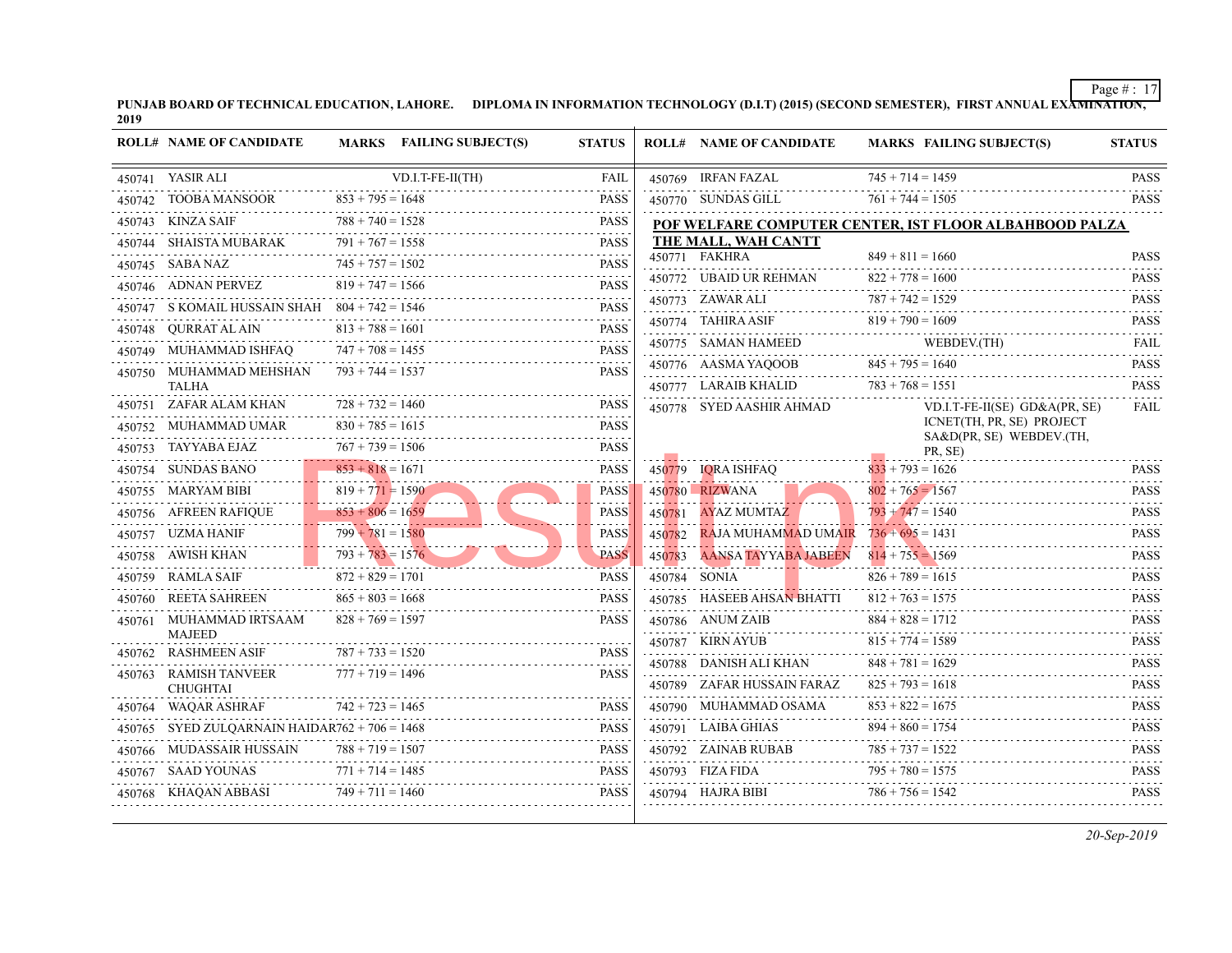**PUNJAB BOARD OF TECHNICAL EDUCATION, LAHORE. DIPLOMA IN INFORMATION TECHNOLOGY (D.I.T) (2015) (SECOND SEMESTER), FIRST ANNUAL EXAMINATION, 2019**

| ROLL# | NAME OF CANDIDATE | MARKS | FAILING SUBJECT(S) | STATUS |
|---|---|---|---|---|
| 450741 | YASIR ALI | | VD.I.T-FE-II(TH) | FAIL |
| 450742 | TOOBA MANSOOR | 853 + 795 = 1648 | | PASS |
| 450743 | KINZA SAIF | 788 + 740 = 1528 | | PASS |
| 450744 | SHAISTA MUBARAK | 791 + 767 = 1558 | | PASS |
| 450745 | SABA NAZ | 745 + 757 = 1502 | | PASS |
| 450746 | ADNAN PERVEZ | 819 + 747 = 1566 | | PASS |
| 450747 | S KOMAIL HUSSAIN SHAH | 804 + 742 = 1546 | | PASS |
| 450748 | QURRAT AL AIN | 813 + 788 = 1601 | | PASS |
| 450749 | MUHAMMAD ISHFAQ | 747 + 708 = 1455 | | PASS |
| 450750 | MUHAMMAD MEHSHAN TALHA | 793 + 744 = 1537 | | PASS |
| 450751 | ZAFAR ALAM KHAN | 728 + 732 = 1460 | | PASS |
| 450752 | MUHAMMAD UMAR | 830 + 785 = 1615 | | PASS |
| 450753 | TAYYABA EJAZ | 767 + 739 = 1506 | | PASS |
| 450754 | SUNDAS BANO | 853 + 818 = 1671 | | PASS |
| 450755 | MARYAM BIBI | 819 + 771 = 1590 | | PASS |
| 450756 | AFREEN RAFIQUE | 853 + 806 = 1659 | | PASS |
| 450757 | UZMA HANIF | 799 + 781 = 1580 | | PASS |
| 450758 | AWISH KHAN | 793 + 783 = 1576 | | PASS |
| 450759 | RAMLA SAIF | 872 + 829 = 1701 | | PASS |
| 450760 | REETA SAHREEN | 865 + 803 = 1668 | | PASS |
| 450761 | MUHAMMAD IRTSAAM MAJEED | 828 + 769 = 1597 | | PASS |
| 450762 | RASHMEEN ASIF | 787 + 733 = 1520 | | PASS |
| 450763 | RAMISH TANVEER CHUGHTAI | 777 + 719 = 1496 | | PASS |
| 450764 | WAQAR ASHRAF | 742 + 723 = 1465 | | PASS |
| 450765 | SYED ZULQARNAIN HAIDAR | 762 + 706 = 1468 | | PASS |
| 450766 | MUDASSAIR HUSSAIN | 788 + 719 = 1507 | | PASS |
| 450767 | SAAD YOUNAS | 771 + 714 = 1485 | | PASS |
| 450768 | KHAQAN ABBASI | 749 + 711 = 1460 | | PASS |
| 450769 | IRFAN FAZAL | 745 + 714 = 1459 | | PASS |
| 450770 | SUNDAS GILL | 761 + 744 = 1505 | | PASS |

**POF WELFARE COMPUTER CENTER, IST FLOOR ALBAHBOOD PALZA THE MALL, WAH CANTT**

| ROLL# | NAME OF CANDIDATE | MARKS | FAILING SUBJECT(S) | STATUS |
|---|---|---|---|---|
| 450771 | FAKHRA | 849 + 811 = 1660 | | PASS |
| 450772 | UBAID UR REHMAN | 822 + 778 = 1600 | | PASS |
| 450773 | ZAWAR ALI | 787 + 742 = 1529 | | PASS |
| 450774 | TAHIRA ASIF | 819 + 790 = 1609 | | PASS |
| 450775 | SAMAN HAMEED | | WEBDEV.(TH) | FAIL |
| 450776 | AASMA YAQOOB | 845 + 795 = 1640 | | PASS |
| 450777 | LARAIB KHALID | 783 + 768 = 1551 | | PASS |
| 450778 | SYED AASHIR AHMAD | | VD.I.T-FE-II(SE) GD&A(PR, SE) ICNET(TH, PR, SE) PROJECT SA&D(PR, SE) WEBDEV.(TH, PR, SE) | FAIL |
| 450779 | IQRA ISHFAQ | 833 + 793 = 1626 | | PASS |
| 450780 | RIZWANA | 802 + 765 = 1567 | | PASS |
| 450781 | AYAZ MUMTAZ | 793 + 747 = 1540 | | PASS |
| 450782 | RAJA MUHAMMAD UMAIR | 736 + 695 = 1431 | | PASS |
| 450783 | AANSA TAYYABA JABEEN | 814 + 755 = 1569 | | PASS |
| 450784 | SONIA | 826 + 789 = 1615 | | PASS |
| 450785 | HASEEB AHSAN BHATTI | 812 + 763 = 1575 | | PASS |
| 450786 | ANUM ZAIB | 884 + 828 = 1712 | | PASS |
| 450787 | KIRN AYUB | 815 + 774 = 1589 | | PASS |
| 450788 | DANISH ALI KHAN | 848 + 781 = 1629 | | PASS |
| 450789 | ZAFAR HUSSAIN FARAZ | 825 + 793 = 1618 | | PASS |
| 450790 | MUHAMMAD OSAMA | 853 + 822 = 1675 | | PASS |
| 450791 | LAIBA GHIAS | 894 + 860 = 1754 | | PASS |
| 450792 | ZAINAB RUBAB | 785 + 737 = 1522 | | PASS |
| 450793 | FIZA FIDA | 795 + 780 = 1575 | | PASS |
| 450794 | HAJRA BIBI | 786 + 756 = 1542 | | PASS |

*20-Sep-2019*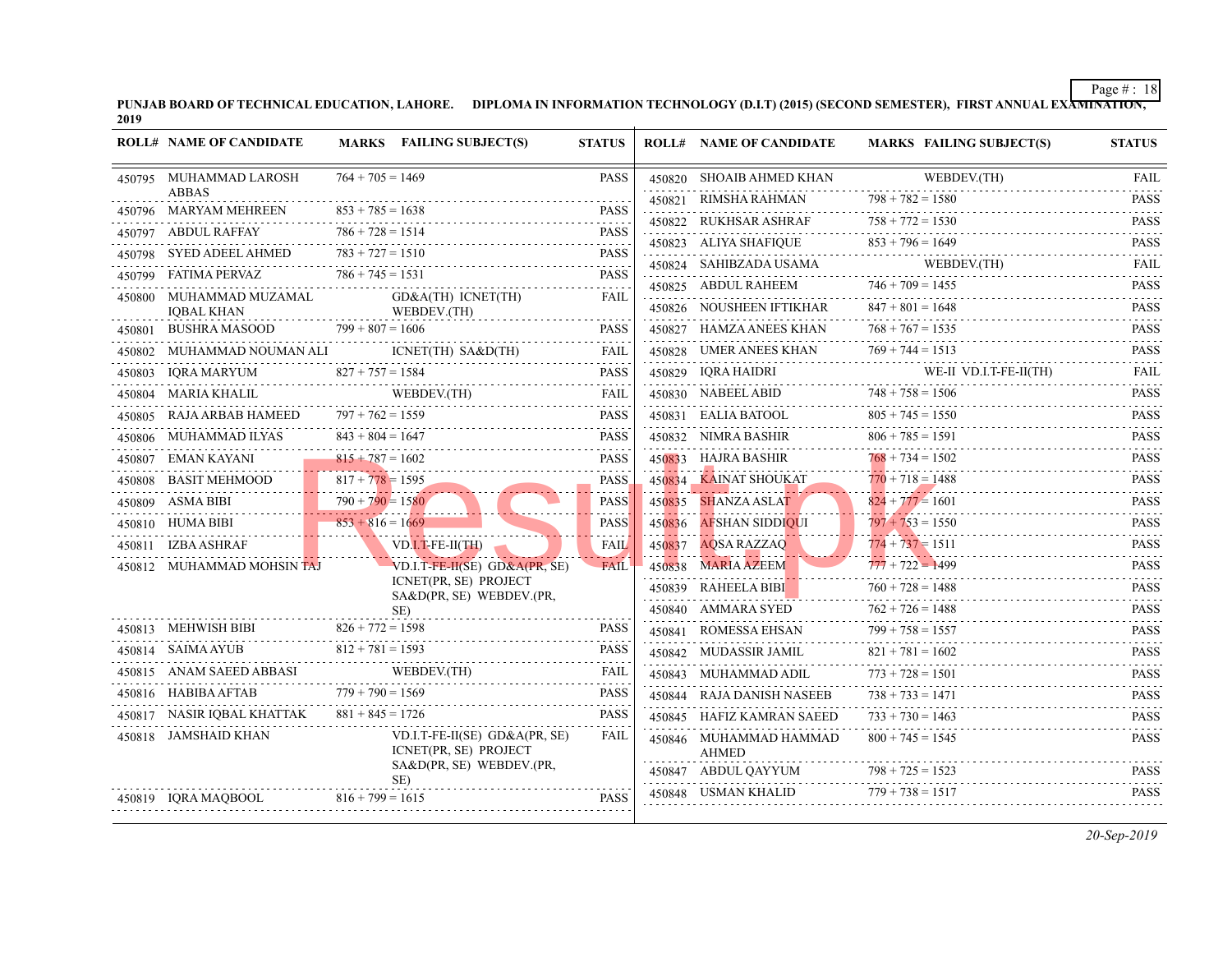PUNJAB BOARD OF TECHNICAL EDUCATION, LAHORE. DIPLOMA IN INFORMATION TECHNOLOGY (D.I.T) (2015) (SECOND SEMESTER), FIRST ANNUAL EXAMINATION, 2019

| ROLL# | NAME OF CANDIDATE | MARKS | FAILING SUBJECT(S) | STATUS |
|---|---|---|---|---|
| 450795 | MUHAMMAD LAROSH ABBAS | 764 + 705 = 1469 | | PASS |
| 450796 | MARYAM MEHREEN | 853 + 785 = 1638 | | PASS |
| 450797 | ABDUL RAFFAY | 786 + 728 = 1514 | | PASS |
| 450798 | SYED ADEEL AHMED | 783 + 727 = 1510 | | PASS |
| 450799 | FATIMA PERVAZ | 786 + 745 = 1531 | | PASS |
| 450800 | MUHAMMAD MUZAMAL IQBAL KHAN | | GD&A(TH) ICNET(TH) WEBDEV.(TH) | FAIL |
| 450801 | BUSHRA MASOOD | 799 + 807 = 1606 | | PASS |
| 450802 | MUHAMMAD NOUMAN ALI | | ICNET(TH) SA&D(TH) | FAIL |
| 450803 | IQRA MARYUM | 827 + 757 = 1584 | | PASS |
| 450804 | MARIA KHALIL | | WEBDEV.(TH) | FAIL |
| 450805 | RAJA ARBAB HAMEED | 797 + 762 = 1559 | | PASS |
| 450806 | MUHAMMAD ILYAS | 843 + 804 = 1647 | | PASS |
| 450807 | EMAN KAYANI | 815 + 787 = 1602 | | PASS |
| 450808 | BASIT MEHMOOD | 817 + 778 = 1595 | | PASS |
| 450809 | ASMA BIBI | 790 + 790 = 1580 | | PASS |
| 450810 | HUMA BIBI | 853 + 816 = 1669 | | PASS |
| 450811 | IZBA ASHRAF | | VD.I.T-FE-II(TH) | FAIL |
| 450812 | MUHAMMAD MOHSIN TAJ | | VD.I.T-FE-II(SE) GD&A(PR, SE) ICNET(PR, SE) PROJECT SA&D(PR, SE) WEBDEV.(PR, SE) | FAIL |
| 450813 | MEHWISH BIBI | 826 + 772 = 1598 | | PASS |
| 450814 | SAIMA AYUB | 812 + 781 = 1593 | | PASS |
| 450815 | ANAM SAEED ABBASI | | WEBDEV.(TH) | FAIL |
| 450816 | HABIBA AFTAB | 779 + 790 = 1569 | | PASS |
| 450817 | NASIR IQBAL KHATTAK | 881 + 845 = 1726 | | PASS |
| 450818 | JAMSHAID KHAN | | VD.I.T-FE-II(SE) GD&A(PR, SE) ICNET(PR, SE) PROJECT SA&D(PR, SE) WEBDEV.(PR, SE) | FAIL |
| 450819 | IQRA MAQBOOL | 816 + 799 = 1615 | | PASS |
| 450820 | SHOAIB AHMED KHAN | | WEBDEV.(TH) | FAIL |
| 450821 | RIMSHA RAHMAN | 798 + 782 = 1580 | | PASS |
| 450822 | RUKHSAR ASHRAF | 758 + 772 = 1530 | | PASS |
| 450823 | ALIYA SHAFIQUE | 853 + 796 = 1649 | | PASS |
| 450824 | SAHIBZADA USAMA | | WEBDEV.(TH) | FAIL |
| 450825 | ABDUL RAHEEM | 746 + 709 = 1455 | | PASS |
| 450826 | NOUSHEEN IFTIKHAR | 847 + 801 = 1648 | | PASS |
| 450827 | HAMZA ANEES KHAN | 768 + 767 = 1535 | | PASS |
| 450828 | UMER ANEES KHAN | 769 + 744 = 1513 | | PASS |
| 450829 | IQRA HAIDRI | | WE-II VD.I.T-FE-II(TH) | FAIL |
| 450830 | NABEEL ABID | 748 + 758 = 1506 | | PASS |
| 450831 | EALIA BATOOL | 805 + 745 = 1550 | | PASS |
| 450832 | NIMRA BASHIR | 806 + 785 = 1591 | | PASS |
| 450833 | HAJRA BASHIR | 768 + 734 = 1502 | | PASS |
| 450834 | KAINAT SHOUKAT | 770 + 718 = 1488 | | PASS |
| 450835 | SHANZA ASLAT | 824 + 777 = 1601 | | PASS |
| 450836 | AFSHAN SIDDIQUI | 797 + 753 = 1550 | | PASS |
| 450837 | AQSA RAZZAQ | 774 + 737 = 1511 | | PASS |
| 450838 | MARIA AZEEM | 777 + 722 = 1499 | | PASS |
| 450839 | RAHEELA BIBI | 760 + 728 = 1488 | | PASS |
| 450840 | AMMARA SYED | 762 + 726 = 1488 | | PASS |
| 450841 | ROMESSA EHSAN | 799 + 758 = 1557 | | PASS |
| 450842 | MUDASSIR JAMIL | 821 + 781 = 1602 | | PASS |
| 450843 | MUHAMMAD ADIL | 773 + 728 = 1501 | | PASS |
| 450844 | RAJA DANISH NASEEB | 738 + 733 = 1471 | | PASS |
| 450845 | HAFIZ KAMRAN SAEED | 733 + 730 = 1463 | | PASS |
| 450846 | MUHAMMAD HAMMAD AHMED | 800 + 745 = 1545 | | PASS |
| 450847 | ABDUL QAYYUM | 798 + 725 = 1523 | | PASS |
| 450848 | USMAN KHALID | 779 + 738 = 1517 | | PASS |

*20-Sep-2019*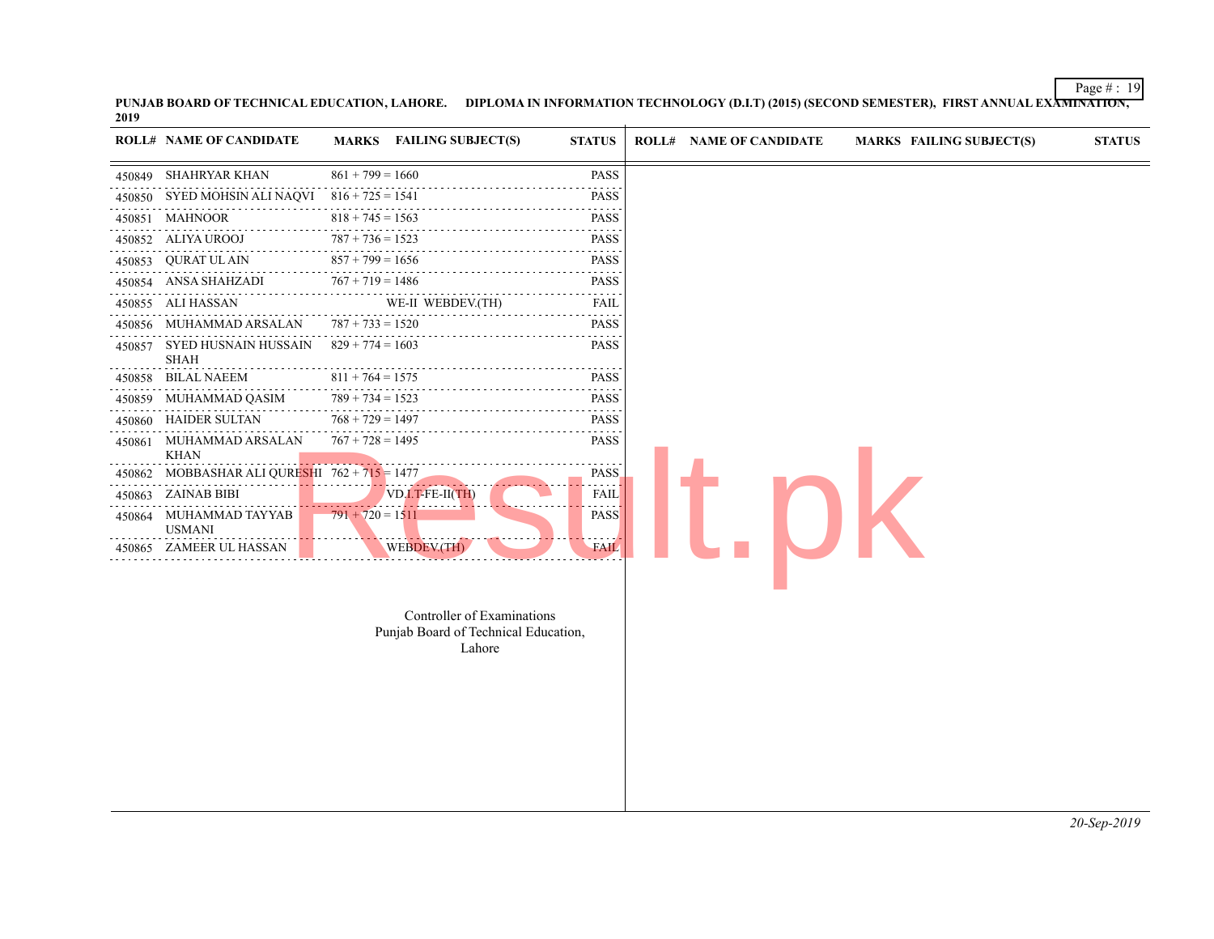**PUNJAB BOARD OF TECHNICAL EDUCATION, LAHORE. DIPLOMA IN INFORMATION TECHNOLOGY (D.I.T) (2015) (SECOND SEMESTER), FIRST ANNUAL EXAMINATION, 2019**

| ROLL# | NAME OF CANDIDATE | MARKS | FAILING SUBJECT(S) | STATUS |
|---|---|---|---|---|
| 450849 | SHAHRYAR KHAN | 861 + 799 = 1660 | | PASS |
| 450850 | SYED MOHSIN ALI NAQVI | 816 + 725 = 1541 | | PASS |
| 450851 | MAHNOOR | 818 + 745 = 1563 | | PASS |
| 450852 | ALIYA UROOJ | 787 + 736 = 1523 | | PASS |
| 450853 | QURAT UL AIN | 857 + 799 = 1656 | | PASS |
| 450854 | ANSA SHAHZADI | 767 + 719 = 1486 | | PASS |
| 450855 | ALI HASSAN | | WE-II WEBDEV.(TH) | FAIL |
| 450856 | MUHAMMAD ARSALAN | 787 + 733 = 1520 | | PASS |
| 450857 | SYED HUSNAIN HUSSAIN SHAH | 829 + 774 = 1603 | | PASS |
| 450858 | BILAL NAEEM | 811 + 764 = 1575 | | PASS |
| 450859 | MUHAMMAD QASIM | 789 + 734 = 1523 | | PASS |
| 450860 | HAIDER SULTAN | 768 + 729 = 1497 | | PASS |
| 450861 | MUHAMMAD ARSALAN KHAN | 767 + 728 = 1495 | | PASS |
| 450862 | MOBBASHAR ALI QURESHI | 762 + 715 = 1477 | | PASS |
| 450863 | ZAINAB BIBI | | VD.I.T-FE-II(TH) | FAIL |
| 450864 | MUHAMMAD TAYYAB USMANI | 791 + 720 = 1511 | | PASS |
| 450865 | ZAMEER UL HASSAN | | WEBDEV.(TH) | FAIL |

Controller of Examinations
Punjab Board of Technical Education,
Lahore

*20-Sep-2019*